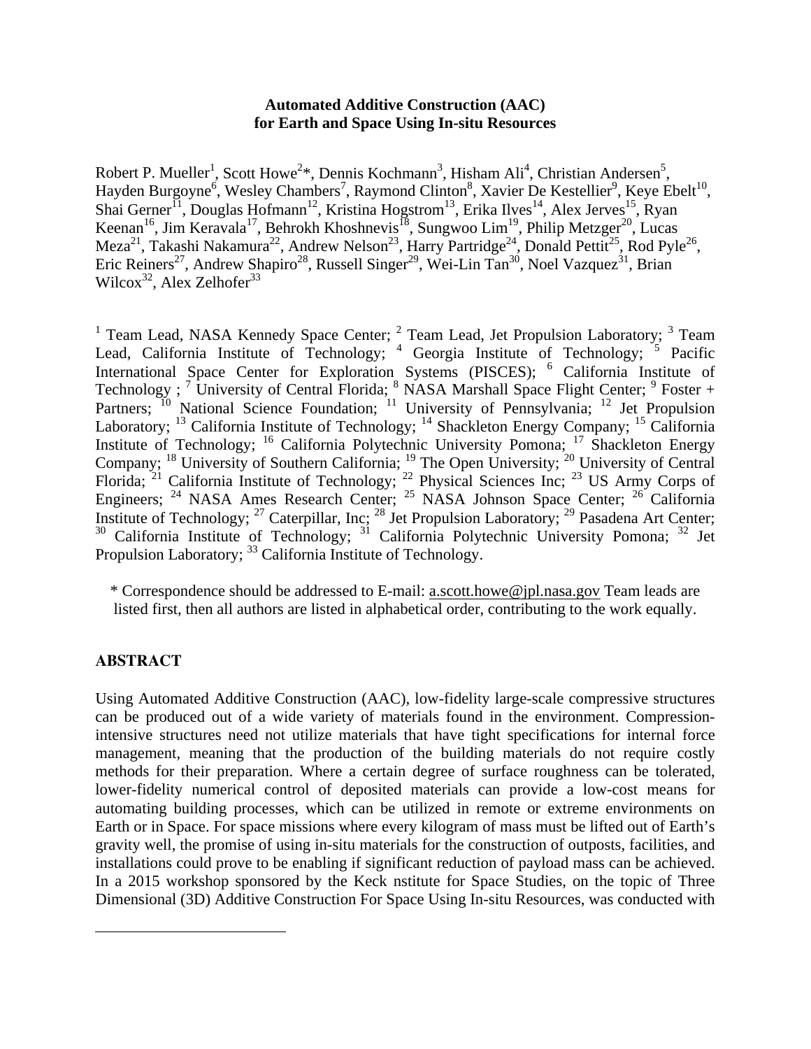# Automated Additive Construction (AAC) for Earth and Space Using In-situ Resources

Robert P. Mueller[1], Scott Howe[2]*, Dennis Kochmann[3], Hisham Ali[4], Christian Andersen[5], Hayden Burgoyne[6], Wesley Chambers[7], Raymond Clinton[8], Xavier De Kestellier[9], Keye Ebelt[10], Shai Gerner[11], Douglas Hofmann[12], Kristina Hogstrom[13], Erika Ilves[14], Alex Jerves[15], Ryan Keenan[16], Jim Keravala[17], Behrokh Khoshnevis[18], Sungwoo Lim[19], Philip Metzger[20], Lucas Meza[21], Takashi Nakamura[22], Andrew Nelson[23], Harry Partridge[24], Donald Pettit[25], Rod Pyle[26], Eric Reiners[27], Andrew Shapiro[28], Russell Singer[29], Wei-Lin Tan[30], Noel Vazquez[31], Brian Wilcox[32], Alex Zelhofer[33]

[1] Team Lead, NASA Kennedy Space Center; [2] Team Lead, Jet Propulsion Laboratory; [3] Team Lead, California Institute of Technology; [4] Georgia Institute of Technology; [5] Pacific International Space Center for Exploration Systems (PISCES); [6] California Institute of Technology ; [7] University of Central Florida; [8] NASA Marshall Space Flight Center; [9] Foster + Partners; [10] National Science Foundation; [11] University of Pennsylvania; [12] Jet Propulsion Laboratory; [13] California Institute of Technology; [14] Shackleton Energy Company; [15] California Institute of Technology; [16] California Polytechnic University Pomona; [17] Shackleton Energy Company; [18] University of Southern California; [19] The Open University; [20] University of Central Florida; [21] California Institute of Technology; [22] Physical Sciences Inc; [23] US Army Corps of Engineers; [24] NASA Ames Research Center; [25] NASA Johnson Space Center; [26] California Institute of Technology; [27] Caterpillar, Inc; [28] Jet Propulsion Laboratory; [29] Pasadena Art Center; [30] California Institute of Technology; [31] California Polytechnic University Pomona; [32] Jet Propulsion Laboratory; [33] California Institute of Technology.

\* Correspondence should be addressed to E-mail: a.scott.howe@jpl.nasa.gov Team leads are listed first, then all authors are listed in alphabetical order, contributing to the work equally.

## ABSTRACT

Using Automated Additive Construction (AAC), low-fidelity large-scale compressive structures can be produced out of a wide variety of materials found in the environment. Compression-intensive structures need not utilize materials that have tight specifications for internal force management, meaning that the production of the building materials do not require costly methods for their preparation. Where a certain degree of surface roughness can be tolerated, lower-fidelity numerical control of deposited materials can provide a low-cost means for automating building processes, which can be utilized in remote or extreme environments on Earth or in Space. For space missions where every kilogram of mass must be lifted out of Earth's gravity well, the promise of using in-situ materials for the construction of outposts, facilities, and installations could prove to be enabling if significant reduction of payload mass can be achieved. In a 2015 workshop sponsored by the Keck nstitute for Space Studies, on the topic of Three Dimensional (3D) Additive Construction For Space Using In-situ Resources, was conducted with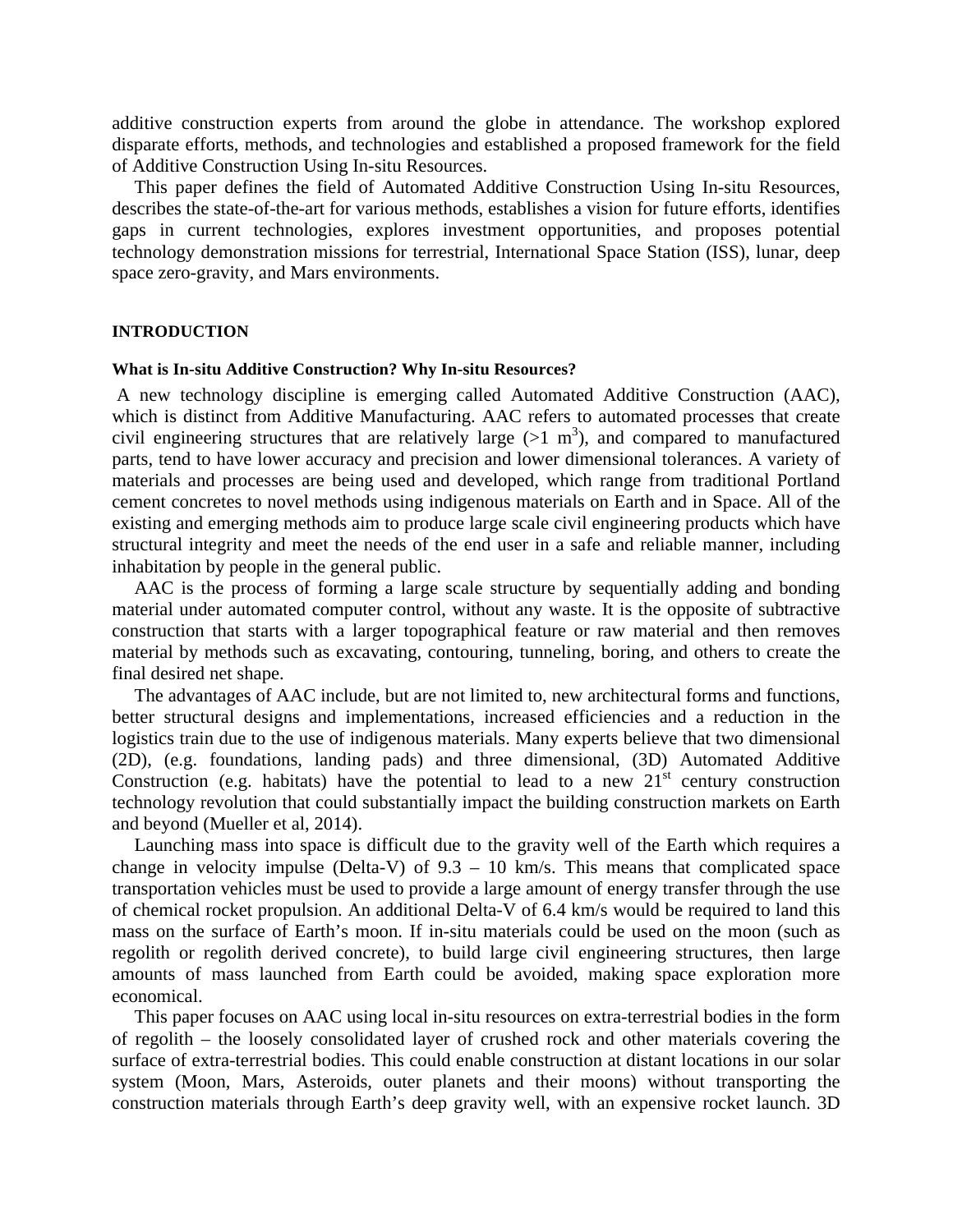additive construction experts from around the globe in attendance. The workshop explored disparate efforts, methods, and technologies and established a proposed framework for the field of Additive Construction Using In-situ Resources.

This paper defines the field of Automated Additive Construction Using In-situ Resources, describes the state-of-the-art for various methods, establishes a vision for future efforts, identifies gaps in current technologies, explores investment opportunities, and proposes potential technology demonstration missions for terrestrial, International Space Station (ISS), lunar, deep space zero-gravity, and Mars environments.

## INTRODUCTION

### What is In-situ Additive Construction? Why In-situ Resources?

A new technology discipline is emerging called Automated Additive Construction (AAC), which is distinct from Additive Manufacturing. AAC refers to automated processes that create civil engineering structures that are relatively large (>1 $m^3$), and compared to manufactured parts, tend to have lower accuracy and precision and lower dimensional tolerances. A variety of materials and processes are being used and developed, which range from traditional Portland cement concretes to novel methods using indigenous materials on Earth and in Space. All of the existing and emerging methods aim to produce large scale civil engineering products which have structural integrity and meet the needs of the end user in a safe and reliable manner, including inhabitation by people in the general public.

AAC is the process of forming a large scale structure by sequentially adding and bonding material under automated computer control, without any waste. It is the opposite of subtractive construction that starts with a larger topographical feature or raw material and then removes material by methods such as excavating, contouring, tunneling, boring, and others to create the final desired net shape.

The advantages of AAC include, but are not limited to, new architectural forms and functions, better structural designs and implementations, increased efficiencies and a reduction in the logistics train due to the use of indigenous materials. Many experts believe that two dimensional (2D), (e.g. foundations, landing pads) and three dimensional, (3D) Automated Additive Construction (e.g. habitats) have the potential to lead to a new 21$^{st}$ century construction technology revolution that could substantially impact the building construction markets on Earth and beyond (Mueller et al, 2014).

Launching mass into space is difficult due to the gravity well of the Earth which requires a change in velocity impulse (Delta-V) of 9.3 – 10 km/s. This means that complicated space transportation vehicles must be used to provide a large amount of energy transfer through the use of chemical rocket propulsion. An additional Delta-V of 6.4 km/s would be required to land this mass on the surface of Earth's moon. If in-situ materials could be used on the moon (such as regolith or regolith derived concrete), to build large civil engineering structures, then large amounts of mass launched from Earth could be avoided, making space exploration more economical.

This paper focuses on AAC using local in-situ resources on extra-terrestrial bodies in the form of regolith – the loosely consolidated layer of crushed rock and other materials covering the surface of extra-terrestrial bodies. This could enable construction at distant locations in our solar system (Moon, Mars, Asteroids, outer planets and their moons) without transporting the construction materials through Earth's deep gravity well, with an expensive rocket launch. 3D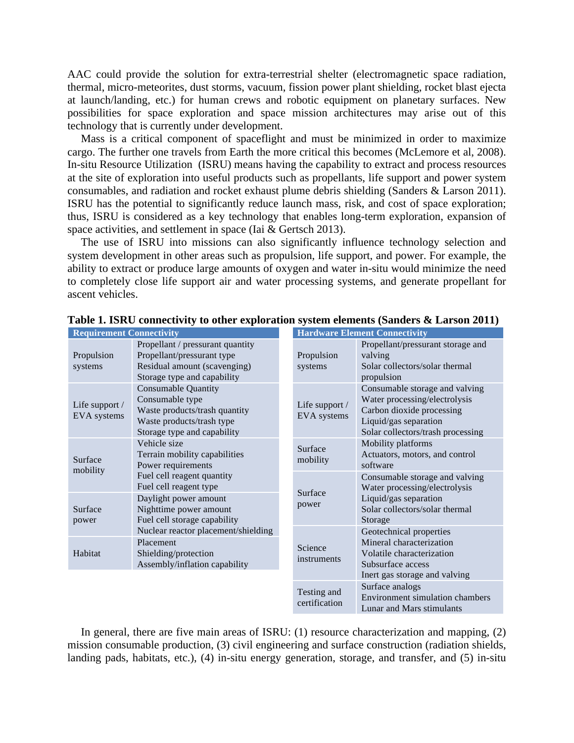AAC could provide the solution for extra-terrestrial shelter (electromagnetic space radiation, thermal, micro-meteorites, dust storms, vacuum, fission power plant shielding, rocket blast ejecta at launch/landing, etc.) for human crews and robotic equipment on planetary surfaces. New possibilities for space exploration and space mission architectures may arise out of this technology that is currently under development.

Mass is a critical component of spaceflight and must be minimized in order to maximize cargo. The further one travels from Earth the more critical this becomes (McLemore et al, 2008). In-situ Resource Utilization (ISRU) means having the capability to extract and process resources at the site of exploration into useful products such as propellants, life support and power system consumables, and radiation and rocket exhaust plume debris shielding (Sanders & Larson 2011). ISRU has the potential to significantly reduce launch mass, risk, and cost of space exploration; thus, ISRU is considered as a key technology that enables long-term exploration, expansion of space activities, and settlement in space (Iai & Gertsch 2013).

The use of ISRU into missions can also significantly influence technology selection and system development in other areas such as propulsion, life support, and power. For example, the ability to extract or produce large amounts of oxygen and water in-situ would minimize the need to completely close life support air and water processing systems, and generate propellant for ascent vehicles.

**Table 1. ISRU connectivity to other exploration system elements (Sanders & Larson 2011)**

| Requirement Connectivity | | Hardware Element Connectivity | |
|---|---|---|---|
| Propulsion systems | Propellant / pressurant quantity<br>Propellant/pressurant type<br>Residual amount (scavenging)<br>Storage type and capability | Propulsion systems | Propellant/pressurant storage and valving<br>Solar collectors/solar thermal propulsion |
| Life support / EVA systems | Consumable Quantity<br>Consumable type<br>Waste products/trash quantity<br>Waste products/trash type<br>Storage type and capability | Life support / EVA systems | Consumable storage and valving<br>Water processing/electrolysis<br>Carbon dioxide processing<br>Liquid/gas separation<br>Solar collectors/trash processing |
| Surface mobility | Vehicle size<br>Terrain mobility capabilities<br>Power requirements<br>Fuel cell reagent quantity<br>Fuel cell reagent type | Surface mobility | Mobility platforms<br>Actuators, motors, and control software |
| Surface power | Daylight power amount<br>Nighttime power amount<br>Fuel cell storage capability<br>Nuclear reactor placement/shielding | Surface power | Consumable storage and valving<br>Water processing/electrolysis<br>Liquid/gas separation<br>Solar collectors/solar thermal<br>Storage |
| Habitat | Placement<br>Shielding/protection<br>Assembly/inflation capability | Science instruments | Geotechnical properties<br>Mineral characterization<br>Volatile characterization<br>Subsurface access<br>Inert gas storage and valving |
| | | Testing and certification | Surface analogs<br>Environment simulation chambers<br>Lunar and Mars stimulants |

In general, there are five main areas of ISRU: (1) resource characterization and mapping, (2) mission consumable production, (3) civil engineering and surface construction (radiation shields, landing pads, habitats, etc.), (4) in-situ energy generation, storage, and transfer, and (5) in-situ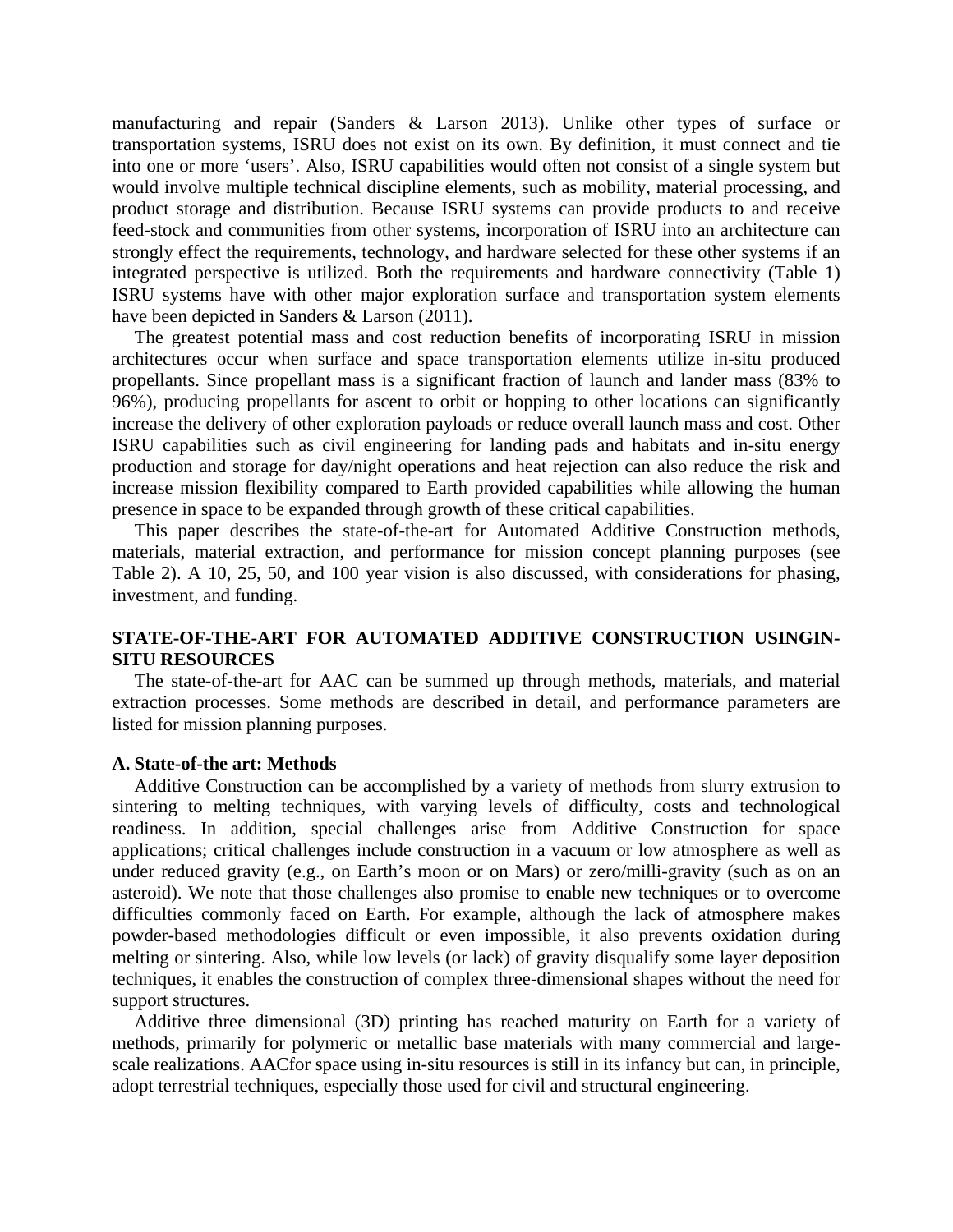manufacturing and repair (Sanders & Larson 2013). Unlike other types of surface or transportation systems, ISRU does not exist on its own. By definition, it must connect and tie into one or more 'users'. Also, ISRU capabilities would often not consist of a single system but would involve multiple technical discipline elements, such as mobility, material processing, and product storage and distribution. Because ISRU systems can provide products to and receive feed-stock and communities from other systems, incorporation of ISRU into an architecture can strongly effect the requirements, technology, and hardware selected for these other systems if an integrated perspective is utilized. Both the requirements and hardware connectivity (Table 1) ISRU systems have with other major exploration surface and transportation system elements have been depicted in Sanders & Larson (2011).

The greatest potential mass and cost reduction benefits of incorporating ISRU in mission architectures occur when surface and space transportation elements utilize in-situ produced propellants. Since propellant mass is a significant fraction of launch and lander mass (83% to 96%), producing propellants for ascent to orbit or hopping to other locations can significantly increase the delivery of other exploration payloads or reduce overall launch mass and cost. Other ISRU capabilities such as civil engineering for landing pads and habitats and in-situ energy production and storage for day/night operations and heat rejection can also reduce the risk and increase mission flexibility compared to Earth provided capabilities while allowing the human presence in space to be expanded through growth of these critical capabilities.

This paper describes the state-of-the-art for Automated Additive Construction methods, materials, material extraction, and performance for mission concept planning purposes (see Table 2). A 10, 25, 50, and 100 year vision is also discussed, with considerations for phasing, investment, and funding.

## STATE-OF-THE-ART FOR AUTOMATED ADDITIVE CONSTRUCTION USINGIN-SITU RESOURCES

The state-of-the-art for AAC can be summed up through methods, materials, and material extraction processes. Some methods are described in detail, and performance parameters are listed for mission planning purposes.

### A. State-of-the art: Methods

Additive Construction can be accomplished by a variety of methods from slurry extrusion to sintering to melting techniques, with varying levels of difficulty, costs and technological readiness. In addition, special challenges arise from Additive Construction for space applications; critical challenges include construction in a vacuum or low atmosphere as well as under reduced gravity (e.g., on Earth's moon or on Mars) or zero/milli-gravity (such as on an asteroid). We note that those challenges also promise to enable new techniques or to overcome difficulties commonly faced on Earth. For example, although the lack of atmosphere makes powder-based methodologies difficult or even impossible, it also prevents oxidation during melting or sintering. Also, while low levels (or lack) of gravity disqualify some layer deposition techniques, it enables the construction of complex three-dimensional shapes without the need for support structures.

Additive three dimensional (3D) printing has reached maturity on Earth for a variety of methods, primarily for polymeric or metallic base materials with many commercial and large-scale realizations. AACfor space using in-situ resources is still in its infancy but can, in principle, adopt terrestrial techniques, especially those used for civil and structural engineering.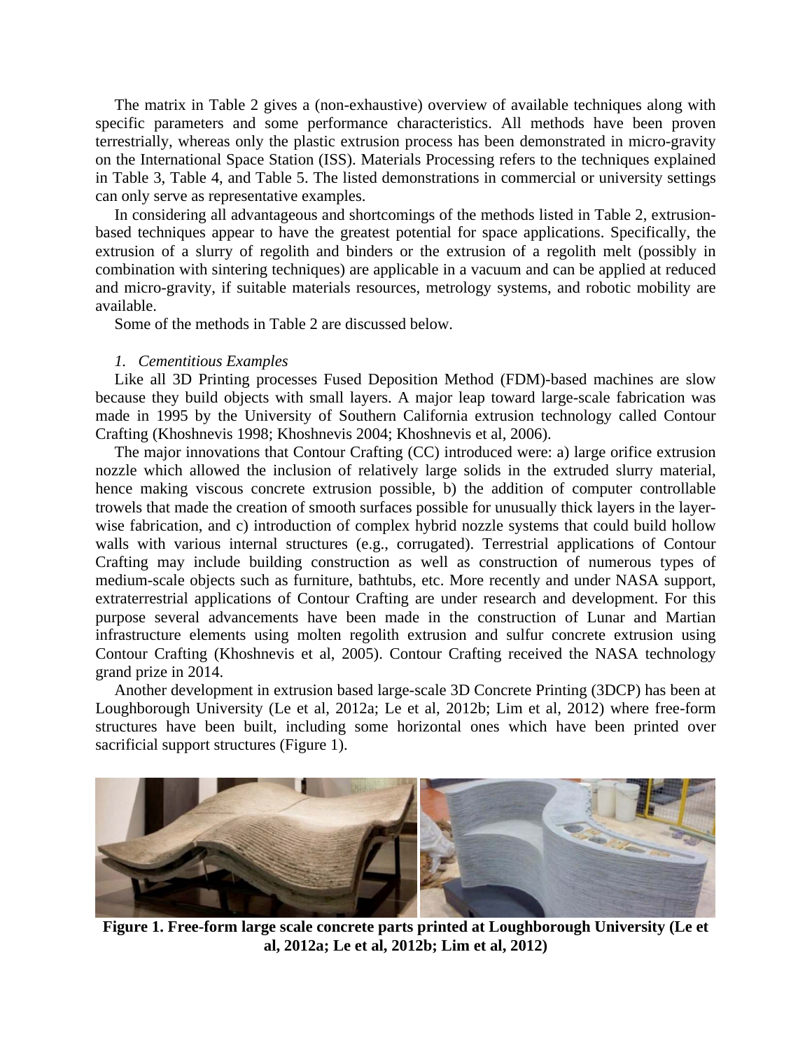The matrix in Table 2 gives a (non-exhaustive) overview of available techniques along with specific parameters and some performance characteristics. All methods have been proven terrestrially, whereas only the plastic extrusion process has been demonstrated in micro-gravity on the International Space Station (ISS). Materials Processing refers to the techniques explained in Table 3, Table 4, and Table 5. The listed demonstrations in commercial or university settings can only serve as representative examples.

In considering all advantageous and shortcomings of the methods listed in Table 2, extrusion-based techniques appear to have the greatest potential for space applications. Specifically, the extrusion of a slurry of regolith and binders or the extrusion of a regolith melt (possibly in combination with sintering techniques) are applicable in a vacuum and can be applied at reduced and micro-gravity, if suitable materials resources, metrology systems, and robotic mobility are available.

Some of the methods in Table 2 are discussed below.

*1. Cementitious Examples*

Like all 3D Printing processes Fused Deposition Method (FDM)-based machines are slow because they build objects with small layers. A major leap toward large-scale fabrication was made in 1995 by the University of Southern California extrusion technology called Contour Crafting (Khoshnevis 1998; Khoshnevis 2004; Khoshnevis et al, 2006).

The major innovations that Contour Crafting (CC) introduced were: a) large orifice extrusion nozzle which allowed the inclusion of relatively large solids in the extruded slurry material, hence making viscous concrete extrusion possible, b) the addition of computer controllable trowels that made the creation of smooth surfaces possible for unusually thick layers in the layer-wise fabrication, and c) introduction of complex hybrid nozzle systems that could build hollow walls with various internal structures (e.g., corrugated). Terrestrial applications of Contour Crafting may include building construction as well as construction of numerous types of medium-scale objects such as furniture, bathtubs, etc. More recently and under NASA support, extraterrestrial applications of Contour Crafting are under research and development. For this purpose several advancements have been made in the construction of Lunar and Martian infrastructure elements using molten regolith extrusion and sulfur concrete extrusion using Contour Crafting (Khoshnevis et al, 2005). Contour Crafting received the NASA technology grand prize in 2014.

Another development in extrusion based large-scale 3D Concrete Printing (3DCP) has been at Loughborough University (Le et al, 2012a; Le et al, 2012b; Lim et al, 2012) where free-form structures have been built, including some horizontal ones which have been printed over sacrificial support structures (Figure 1).

**Figure 1. Free-form large scale concrete parts printed at Loughborough University (Le et al, 2012a; Le et al, 2012b; Lim et al, 2012)**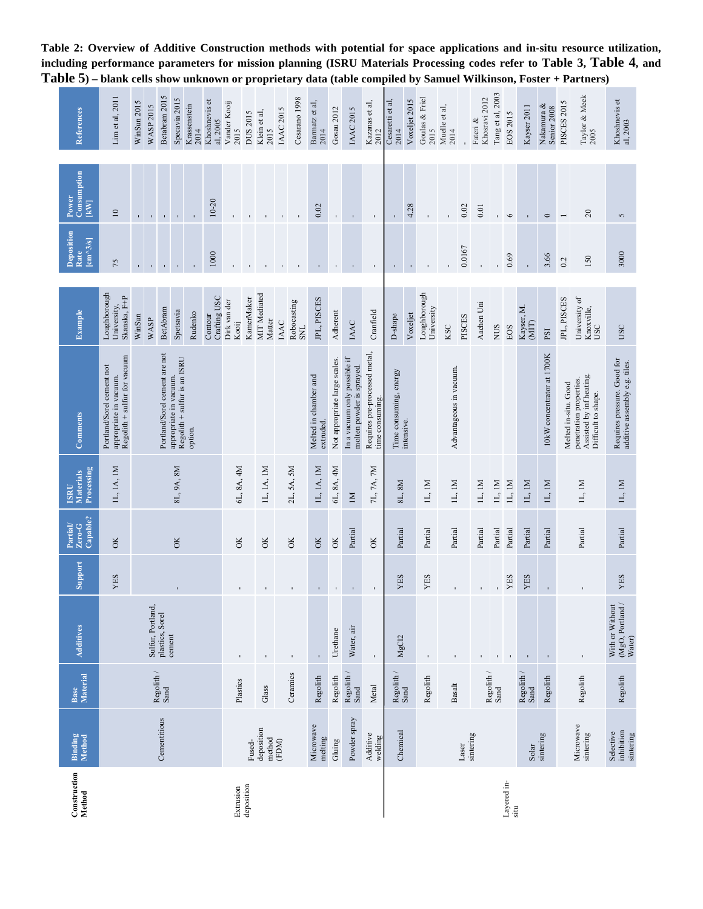**Table 2: Overview of Additive Construction methods with potential for space applications and in-situ resource utilization, including performance parameters for mission planning (ISRU Materials Processing codes refer to Table 3, Table 4, and Table 5) – blank cells show unknown or proprietary data (table compiled by Samuel Wilkinson, Foster + Partners)**

| Construction Method | Binding Method | Base Material | Additives | Support | Partial/ Zero-G Capable? | ISRU Materials Processing | Comments | Example | Deposition Rate [cm^3/s] | Power Consumption [kW] | References |
|---|---|---|---|---|---|---|---|---|---|---|---|
| Extrusion deposition | Cementitious | Regolith / Sand | Sulfur, Portland, plastics, Sorel cement | YES | OK | 1L, 1A, 1M | Portland/Sorel cement not appropriate in vacuum. Regolith + sulfur for vacuum | Loughborough University, Skanska, F+P | 75 | 10 | Lim et al, 2011 |
| | | | | - | OK | 8L, 9A, 8M | Portland/Sorel cement are not appropriate in vacuum. Regolith + sulfur is an ISRU option. | WinSun | - | - | WinSun 2015 |
| | | | | | | | | WASP | - | - | WASP 2015 |
| | | | | | | | | BetAbram | - | - | Betabram 2015 |
| | | | | | | | | Spetsavia | - | - | Specavia 2015 |
| | | | | | | | | Rudenko | - | - | Krassenstein 2014 |
| | | | | | | | | Contour Crafting USC | 1000 | 10-20 | Khoshnevis et al, 2005 |
| | Fused-deposition method (FDM) | Plastics | - | - | OK | 6L, 8A, 4M | | Dirk van der Kooij | - | - | Vander Kooij 2015 |
| | | | | | | | | KamerMaker | - | - | DUS 2015 |
| | | Glass | - | - | OK | 1L, 1A, 1M | | MIT Mediated Matter | - | - | Klein et al, 2015 |
| | | Ceramics | - | - | OK | 2L, 5A, 5M | | IAAC | - | - | IAAC 2015 |
| | | | | | | | | Robocasting SNL | - | - | Cesarano 1998 |
| | Microwave melting | Regolith | - | - | OK | 1L, 1A, 1M | Melted in chamber and extruded. | JPL, PISCES | - | 0.02 | Barmatz et al, 2014 |
| | Gluing | Regolith | Urethane | - | OK | 6L, 8A, 4M | Not appropriate large scales. | Adherent | - | - | Gosau 2012 |
| | Powder spray | Regolith / Sand | Water, air | - | Partial | 1M | In a vacuum only possible if molten powder is sprayed. | IAAC | - | - | IAAC 2015 |
| | Additive welding | Metal | - | - | OK | 7L, 7A, 7M | Requires pre-processed metal, time consuming. | Cranfield | - | - | Kazanas et al, 2012 |
| Layered in-situ | Chemical | Regolith / Sand | MgCl2 | YES | Partial | 8L, 8M | Time consuming, energy intensive. | D-shape | - | - | Cesaretti et al, 2014 |
| | | | | | | | | Voxeljet | - | 4.28 | Voxeljet 2015 |
| | Laser sintering | Regolith | - | YES | Partial | 1L, 1M | | Loughborough University | - | - | Goulas & Friel 2015 |
| | | Basalt | - | - | Partial | 1L, 1M | Advantageous in vacuum. | KSC | - | - | Muelle et al, 2014 |
| | | | | | | | | PISCES | 0.0167 | 0.02 | - |
| | | Regolith / Sand | - | - | Partial | 1L, 1M | | Aachen Uni | - | 0.01 | Fateri & Khosravi 2012 |
| | | | - | - | Partial | 1L, 1M | | NUS | - | - | Tang et al, 2003 |
| | | | - | YES | Partial | 1L, 1M | | EOS | 0.69 | 6 | EOS 2015 |
| | Solar sintering | Regolith / Sand | - | YES | Partial | 1L, 1M | | Kayser, M. (MIT) | - | - | Kayser 2011 |
| | | Regolith | - | - | Partial | 1L, 1M | 10kW concentrator at 1700K | PSI | 3.66 | 0 | Nakamura & Senior 2008 |
| | Microwave sintering | Regolith | - | - | Partial | 1L, 1M | Melted in-situ. Good penetration properties. Assisted by inf heating. Difficult to shape. | JPL, PISCES | 0.2 | 1 | PISCES 2015 |
| | | | | | | | | University of Knoxville, USC | 150 | 20 | Taylor & Meek 2005 |
| | Selective inhibition sintering | Regolith | With or Without (MgO, Portland / Water) | YES | Partial | 1L, 1M | Requires pressure. Good for additive assembly e.g. tiles. | USC | 3000 | 5 | Khoshnevis et al, 2003 |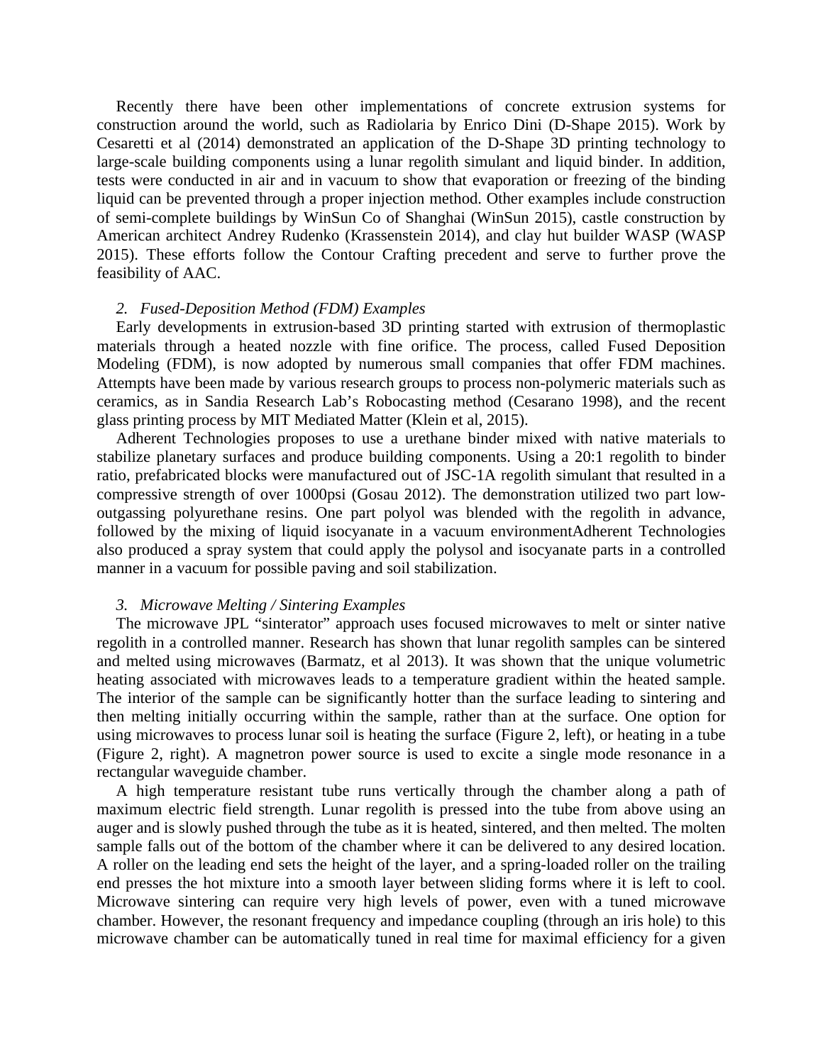Recently there have been other implementations of concrete extrusion systems for construction around the world, such as Radiolaria by Enrico Dini (D-Shape 2015). Work by Cesaretti et al (2014) demonstrated an application of the D-Shape 3D printing technology to large-scale building components using a lunar regolith simulant and liquid binder. In addition, tests were conducted in air and in vacuum to show that evaporation or freezing of the binding liquid can be prevented through a proper injection method. Other examples include construction of semi-complete buildings by WinSun Co of Shanghai (WinSun 2015), castle construction by American architect Andrey Rudenko (Krassenstein 2014), and clay hut builder WASP (WASP 2015). These efforts follow the Contour Crafting precedent and serve to further prove the feasibility of AAC.

### *2. Fused-Deposition Method (FDM) Examples*

Early developments in extrusion-based 3D printing started with extrusion of thermoplastic materials through a heated nozzle with fine orifice. The process, called Fused Deposition Modeling (FDM), is now adopted by numerous small companies that offer FDM machines. Attempts have been made by various research groups to process non-polymeric materials such as ceramics, as in Sandia Research Lab's Robocasting method (Cesarano 1998), and the recent glass printing process by MIT Mediated Matter (Klein et al, 2015).

Adherent Technologies proposes to use a urethane binder mixed with native materials to stabilize planetary surfaces and produce building components. Using a 20:1 regolith to binder ratio, prefabricated blocks were manufactured out of JSC-1A regolith simulant that resulted in a compressive strength of over 1000psi (Gosau 2012). The demonstration utilized two part low-outgassing polyurethane resins. One part polyol was blended with the regolith in advance, followed by the mixing of liquid isocyanate in a vacuum environmentAdherent Technologies also produced a spray system that could apply the polysol and isocyanate parts in a controlled manner in a vacuum for possible paving and soil stabilization.

### *3. Microwave Melting / Sintering Examples*

The microwave JPL "sinterator" approach uses focused microwaves to melt or sinter native regolith in a controlled manner. Research has shown that lunar regolith samples can be sintered and melted using microwaves (Barmatz, et al 2013). It was shown that the unique volumetric heating associated with microwaves leads to a temperature gradient within the heated sample. The interior of the sample can be significantly hotter than the surface leading to sintering and then melting initially occurring within the sample, rather than at the surface. One option for using microwaves to process lunar soil is heating the surface (Figure 2, left), or heating in a tube (Figure 2, right). A magnetron power source is used to excite a single mode resonance in a rectangular waveguide chamber.

A high temperature resistant tube runs vertically through the chamber along a path of maximum electric field strength. Lunar regolith is pressed into the tube from above using an auger and is slowly pushed through the tube as it is heated, sintered, and then melted. The molten sample falls out of the bottom of the chamber where it can be delivered to any desired location. A roller on the leading end sets the height of the layer, and a spring-loaded roller on the trailing end presses the hot mixture into a smooth layer between sliding forms where it is left to cool. Microwave sintering can require very high levels of power, even with a tuned microwave chamber. However, the resonant frequency and impedance coupling (through an iris hole) to this microwave chamber can be automatically tuned in real time for maximal efficiency for a given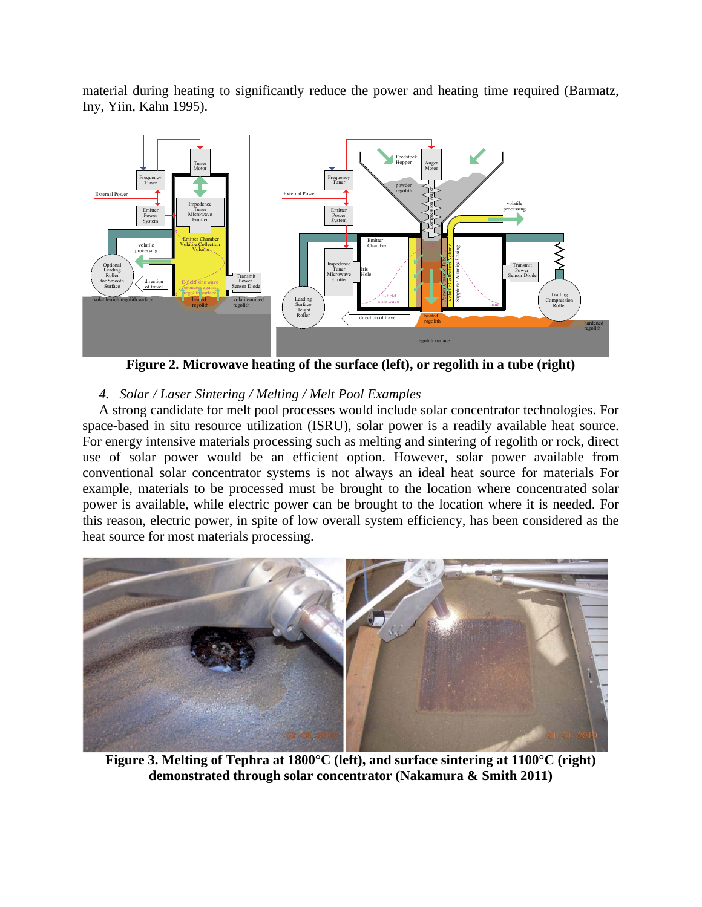material during heating to significantly reduce the power and heating time required (Barmatz, Iny, Yiin, Kahn 1995).

**Figure 2. Microwave heating of the surface (left), or regolith in a tube (right)**

*4. Solar / Laser Sintering / Melting / Melt Pool Examples*

A strong candidate for melt pool processes would include solar concentrator technologies. For space-based in situ resource utilization (ISRU), solar power is a readily available heat source. For energy intensive materials processing such as melting and sintering of regolith or rock, direct use of solar power would be an efficient option. However, solar power available from conventional solar concentrator systems is not always an ideal heat source for materials For example, materials to be processed must be brought to the location where concentrated solar power is available, while electric power can be brought to the location where it is needed. For this reason, electric power, in spite of low overall system efficiency, has been considered as the heat source for most materials processing.

**Figure 3. Melting of Tephra at 1800°C (left), and surface sintering at 1100°C (right) demonstrated through solar concentrator (Nakamura & Smith 2011)**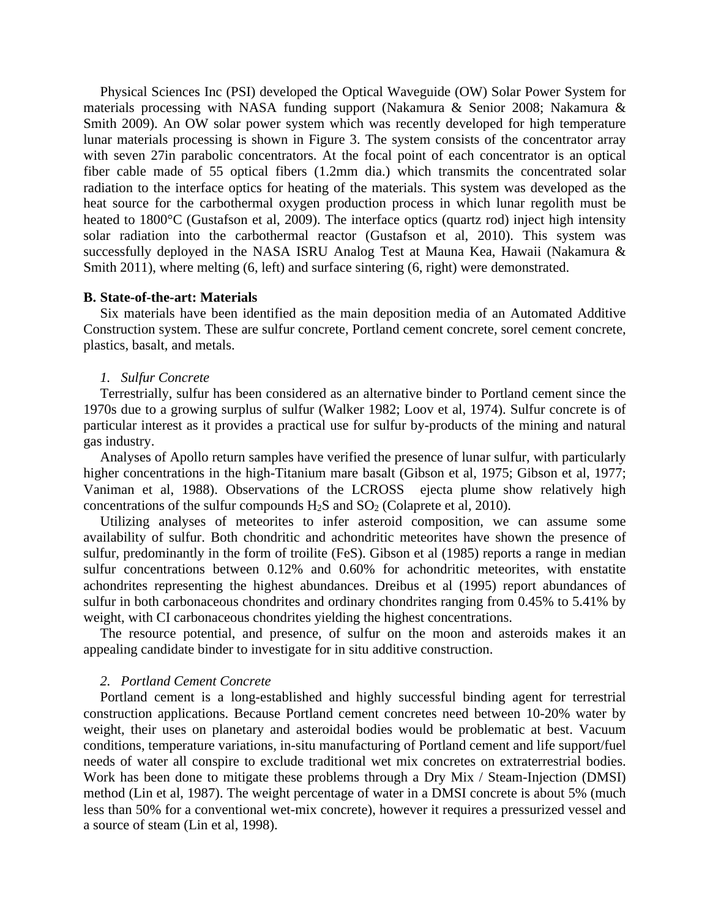Physical Sciences Inc (PSI) developed the Optical Waveguide (OW) Solar Power System for materials processing with NASA funding support (Nakamura & Senior 2008; Nakamura & Smith 2009). An OW solar power system which was recently developed for high temperature lunar materials processing is shown in Figure 3. The system consists of the concentrator array with seven 27in parabolic concentrators. At the focal point of each concentrator is an optical fiber cable made of 55 optical fibers (1.2mm dia.) which transmits the concentrated solar radiation to the interface optics for heating of the materials. This system was developed as the heat source for the carbothermal oxygen production process in which lunar regolith must be heated to 1800°C (Gustafson et al, 2009). The interface optics (quartz rod) inject high intensity solar radiation into the carbothermal reactor (Gustafson et al, 2010). This system was successfully deployed in the NASA ISRU Analog Test at Mauna Kea, Hawaii (Nakamura & Smith 2011), where melting (6, left) and surface sintering (6, right) were demonstrated.

**B. State-of-the-art: Materials**

Six materials have been identified as the main deposition media of an Automated Additive Construction system. These are sulfur concrete, Portland cement concrete, sorel cement concrete, plastics, basalt, and metals.

*1. Sulfur Concrete*

Terrestrially, sulfur has been considered as an alternative binder to Portland cement since the 1970s due to a growing surplus of sulfur (Walker 1982; Loov et al, 1974). Sulfur concrete is of particular interest as it provides a practical use for sulfur by-products of the mining and natural gas industry.

Analyses of Apollo return samples have verified the presence of lunar sulfur, with particularly higher concentrations in the high-Titanium mare basalt (Gibson et al, 1975; Gibson et al, 1977; Vaniman et al, 1988). Observations of the LCROSS ejecta plume show relatively high concentrations of the sulfur compounds $H_2S$ and $SO_2$ (Colaprete et al, 2010).

Utilizing analyses of meteorites to infer asteroid composition, we can assume some availability of sulfur. Both chondritic and achondritic meteorites have shown the presence of sulfur, predominantly in the form of troilite (FeS). Gibson et al (1985) reports a range in median sulfur concentrations between 0.12% and 0.60% for achondritic meteorites, with enstatite achondrites representing the highest abundances. Dreibus et al (1995) report abundances of sulfur in both carbonaceous chondrites and ordinary chondrites ranging from 0.45% to 5.41% by weight, with CI carbonaceous chondrites yielding the highest concentrations.

The resource potential, and presence, of sulfur on the moon and asteroids makes it an appealing candidate binder to investigate for in situ additive construction.

*2. Portland Cement Concrete*

Portland cement is a long-established and highly successful binding agent for terrestrial construction applications. Because Portland cement concretes need between 10-20% water by weight, their uses on planetary and asteroidal bodies would be problematic at best. Vacuum conditions, temperature variations, in-situ manufacturing of Portland cement and life support/fuel needs of water all conspire to exclude traditional wet mix concretes on extraterrestrial bodies. Work has been done to mitigate these problems through a Dry Mix / Steam-Injection (DMSI) method (Lin et al, 1987). The weight percentage of water in a DMSI concrete is about 5% (much less than 50% for a conventional wet-mix concrete), however it requires a pressurized vessel and a source of steam (Lin et al, 1998).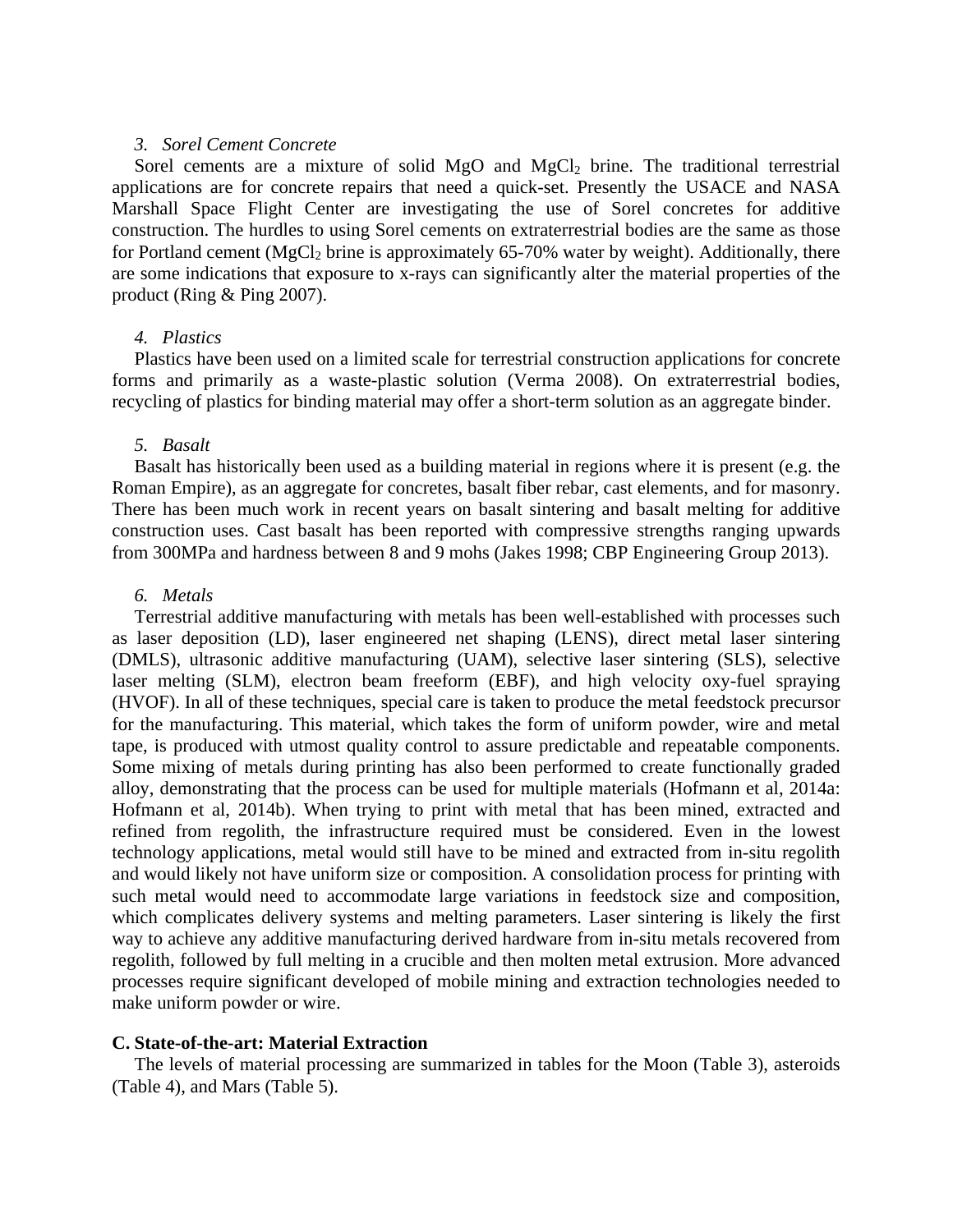#### *3. Sorel Cement Concrete*

Sorel cements are a mixture of solid MgO and $MgCl_2$ brine. The traditional terrestrial applications are for concrete repairs that need a quick-set. Presently the USACE and NASA Marshall Space Flight Center are investigating the use of Sorel concretes for additive construction. The hurdles to using Sorel cements on extraterrestrial bodies are the same as those for Portland cement ($MgCl_2$ brine is approximately 65-70% water by weight). Additionally, there are some indications that exposure to x-rays can significantly alter the material properties of the product (Ring & Ping 2007).

#### *4. Plastics*

Plastics have been used on a limited scale for terrestrial construction applications for concrete forms and primarily as a waste-plastic solution (Verma 2008). On extraterrestrial bodies, recycling of plastics for binding material may offer a short-term solution as an aggregate binder.

#### *5. Basalt*

Basalt has historically been used as a building material in regions where it is present (e.g. the Roman Empire), as an aggregate for concretes, basalt fiber rebar, cast elements, and for masonry. There has been much work in recent years on basalt sintering and basalt melting for additive construction uses. Cast basalt has been reported with compressive strengths ranging upwards from 300MPa and hardness between 8 and 9 mohs (Jakes 1998; CBP Engineering Group 2013).

#### *6. Metals*

Terrestrial additive manufacturing with metals has been well-established with processes such as laser deposition (LD), laser engineered net shaping (LENS), direct metal laser sintering (DMLS), ultrasonic additive manufacturing (UAM), selective laser sintering (SLS), selective laser melting (SLM), electron beam freeform (EBF), and high velocity oxy-fuel spraying (HVOF). In all of these techniques, special care is taken to produce the metal feedstock precursor for the manufacturing. This material, which takes the form of uniform powder, wire and metal tape, is produced with utmost quality control to assure predictable and repeatable components. Some mixing of metals during printing has also been performed to create functionally graded alloy, demonstrating that the process can be used for multiple materials (Hofmann et al, 2014a: Hofmann et al, 2014b). When trying to print with metal that has been mined, extracted and refined from regolith, the infrastructure required must be considered. Even in the lowest technology applications, metal would still have to be mined and extracted from in-situ regolith and would likely not have uniform size or composition. A consolidation process for printing with such metal would need to accommodate large variations in feedstock size and composition, which complicates delivery systems and melting parameters. Laser sintering is likely the first way to achieve any additive manufacturing derived hardware from in-situ metals recovered from regolith, followed by full melting in a crucible and then molten metal extrusion. More advanced processes require significant developed of mobile mining and extraction technologies needed to make uniform powder or wire.

### C. State-of-the-art: Material Extraction

The levels of material processing are summarized in tables for the Moon (Table 3), asteroids (Table 4), and Mars (Table 5).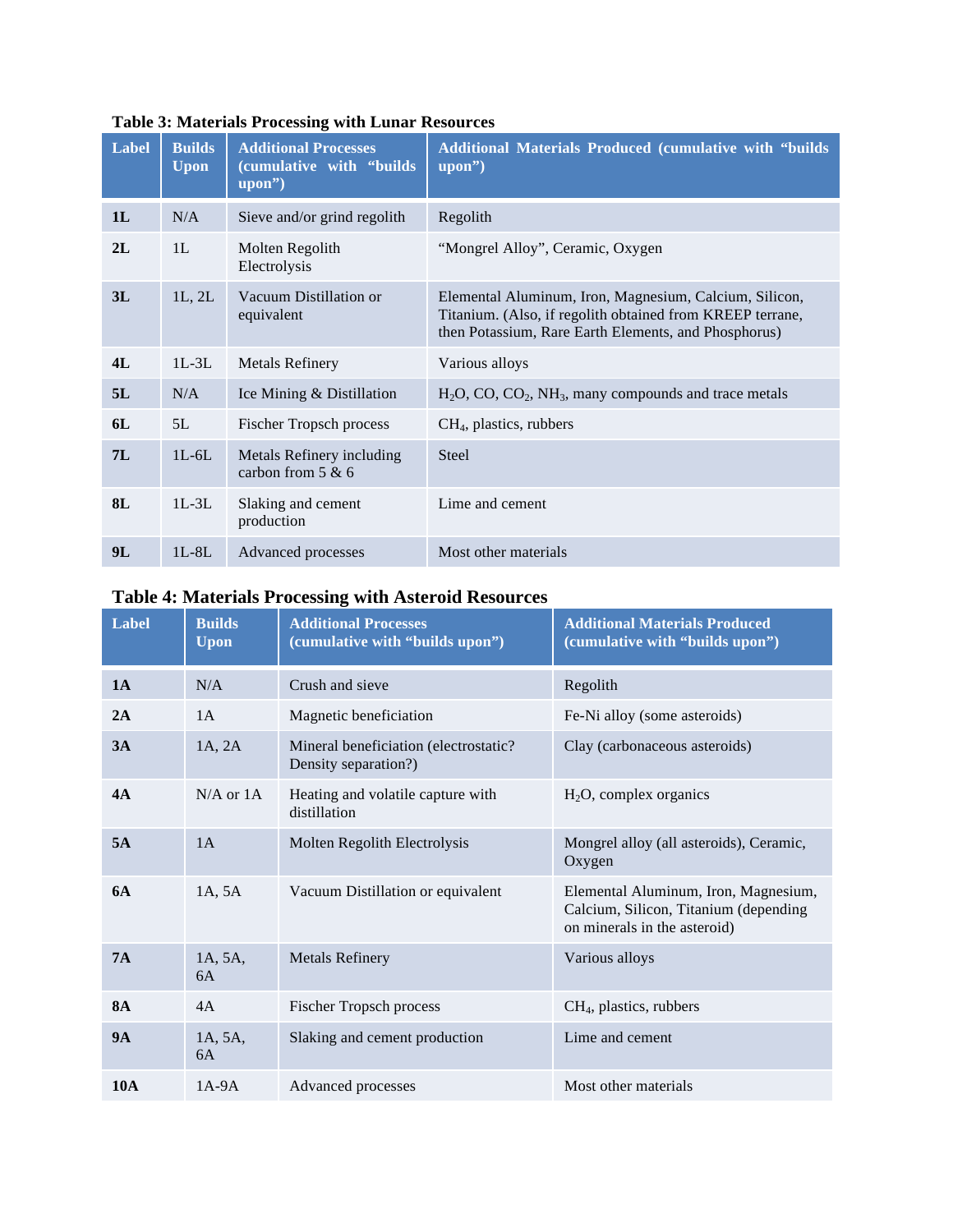**Table 3: Materials Processing with Lunar Resources**

| Label | Builds Upon | Additional Processes (cumulative with "builds upon") | Additional Materials Produced (cumulative with "builds upon") |
|---|---|---|---|
| **1L** | N/A | Sieve and/or grind regolith | Regolith |
| **2L** | 1L | Molten Regolith Electrolysis | "Mongrel Alloy", Ceramic, Oxygen |
| **3L** | 1L, 2L | Vacuum Distillation or equivalent | Elemental Aluminum, Iron, Magnesium, Calcium, Silicon, Titanium. (Also, if regolith obtained from KREEP terrane, then Potassium, Rare Earth Elements, and Phosphorus) |
| **4L** | 1L-3L | Metals Refinery | Various alloys |
| **5L** | N/A | Ice Mining & Distillation | $H_2O$, CO, $CO_2$, $NH_3$, many compounds and trace metals |
| **6L** | 5L | Fischer Tropsch process | $CH_4$, plastics, rubbers |
| **7L** | 1L-6L | Metals Refinery including carbon from 5 & 6 | Steel |
| **8L** | 1L-3L | Slaking and cement production | Lime and cement |
| **9L** | 1L-8L | Advanced processes | Most other materials |

**Table 4: Materials Processing with Asteroid Resources**

| Label | Builds Upon | Additional Processes (cumulative with "builds upon") | Additional Materials Produced (cumulative with "builds upon") |
|---|---|---|---|
| **1A** | N/A | Crush and sieve | Regolith |
| **2A** | 1A | Magnetic beneficiation | Fe-Ni alloy (some asteroids) |
| **3A** | 1A, 2A | Mineral beneficiation (electrostatic? Density separation?) | Clay (carbonaceous asteroids) |
| **4A** | N/A or 1A | Heating and volatile capture with distillation | $H_2O$, complex organics |
| **5A** | 1A | Molten Regolith Electrolysis | Mongrel alloy (all asteroids), Ceramic, Oxygen |
| **6A** | 1A, 5A | Vacuum Distillation or equivalent | Elemental Aluminum, Iron, Magnesium, Calcium, Silicon, Titanium (depending on minerals in the asteroid) |
| **7A** | 1A, 5A, 6A | Metals Refinery | Various alloys |
| **8A** | 4A | Fischer Tropsch process | $CH_4$, plastics, rubbers |
| **9A** | 1A, 5A, 6A | Slaking and cement production | Lime and cement |
| **10A** | 1A-9A | Advanced processes | Most other materials |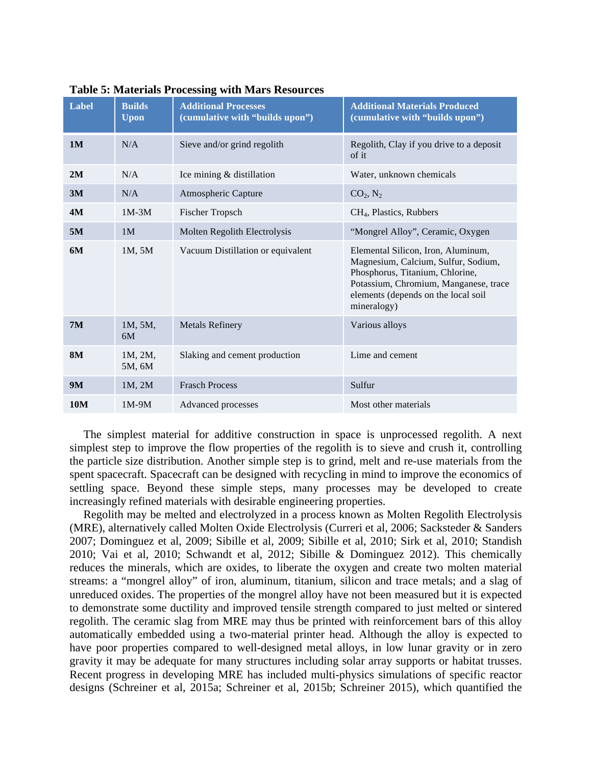**Table 5: Materials Processing with Mars Resources**

| Label | Builds Upon | Additional Processes (cumulative with "builds upon") | Additional Materials Produced (cumulative with "builds upon") |
|---|---|---|---|
| **1M** | N/A | Sieve and/or grind regolith | Regolith, Clay if you drive to a deposit of it |
| **2M** | N/A | Ice mining & distillation | Water, unknown chemicals |
| **3M** | N/A | Atmospheric Capture | $CO_2$, $N_2$ |
| **4M** | 1M-3M | Fischer Tropsch | $CH_4$, Plastics, Rubbers |
| **5M** | 1M | Molten Regolith Electrolysis | "Mongrel Alloy", Ceramic, Oxygen |
| **6M** | 1M, 5M | Vacuum Distillation or equivalent | Elemental Silicon, Iron, Aluminum, Magnesium, Calcium, Sulfur, Sodium, Phosphorus, Titanium, Chlorine, Potassium, Chromium, Manganese, trace elements (depends on the local soil mineralogy) |
| **7M** | 1M, 5M, 6M | Metals Refinery | Various alloys |
| **8M** | 1M, 2M, 5M, 6M | Slaking and cement production | Lime and cement |
| **9M** | 1M, 2M | Frasch Process | Sulfur |
| **10M** | 1M-9M | Advanced processes | Most other materials |

The simplest material for additive construction in space is unprocessed regolith. A next simplest step to improve the flow properties of the regolith is to sieve and crush it, controlling the particle size distribution. Another simple step is to grind, melt and re-use materials from the spent spacecraft. Spacecraft can be designed with recycling in mind to improve the economics of settling space. Beyond these simple steps, many processes may be developed to create increasingly refined materials with desirable engineering properties.

Regolith may be melted and electrolyzed in a process known as Molten Regolith Electrolysis (MRE), alternatively called Molten Oxide Electrolysis (Curreri et al, 2006; Sacksteder & Sanders 2007; Dominguez et al, 2009; Sibille et al, 2009; Sibille et al, 2010; Sirk et al, 2010; Standish 2010; Vai et al, 2010; Schwandt et al, 2012; Sibille & Dominguez 2012). This chemically reduces the minerals, which are oxides, to liberate the oxygen and create two molten material streams: a "mongrel alloy" of iron, aluminum, titanium, silicon and trace metals; and a slag of unreduced oxides. The properties of the mongrel alloy have not been measured but it is expected to demonstrate some ductility and improved tensile strength compared to just melted or sintered regolith. The ceramic slag from MRE may thus be printed with reinforcement bars of this alloy automatically embedded using a two-material printer head. Although the alloy is expected to have poor properties compared to well-designed metal alloys, in low lunar gravity or in zero gravity it may be adequate for many structures including solar array supports or habitat trusses. Recent progress in developing MRE has included multi-physics simulations of specific reactor designs (Schreiner et al, 2015a; Schreiner et al, 2015b; Schreiner 2015), which quantified the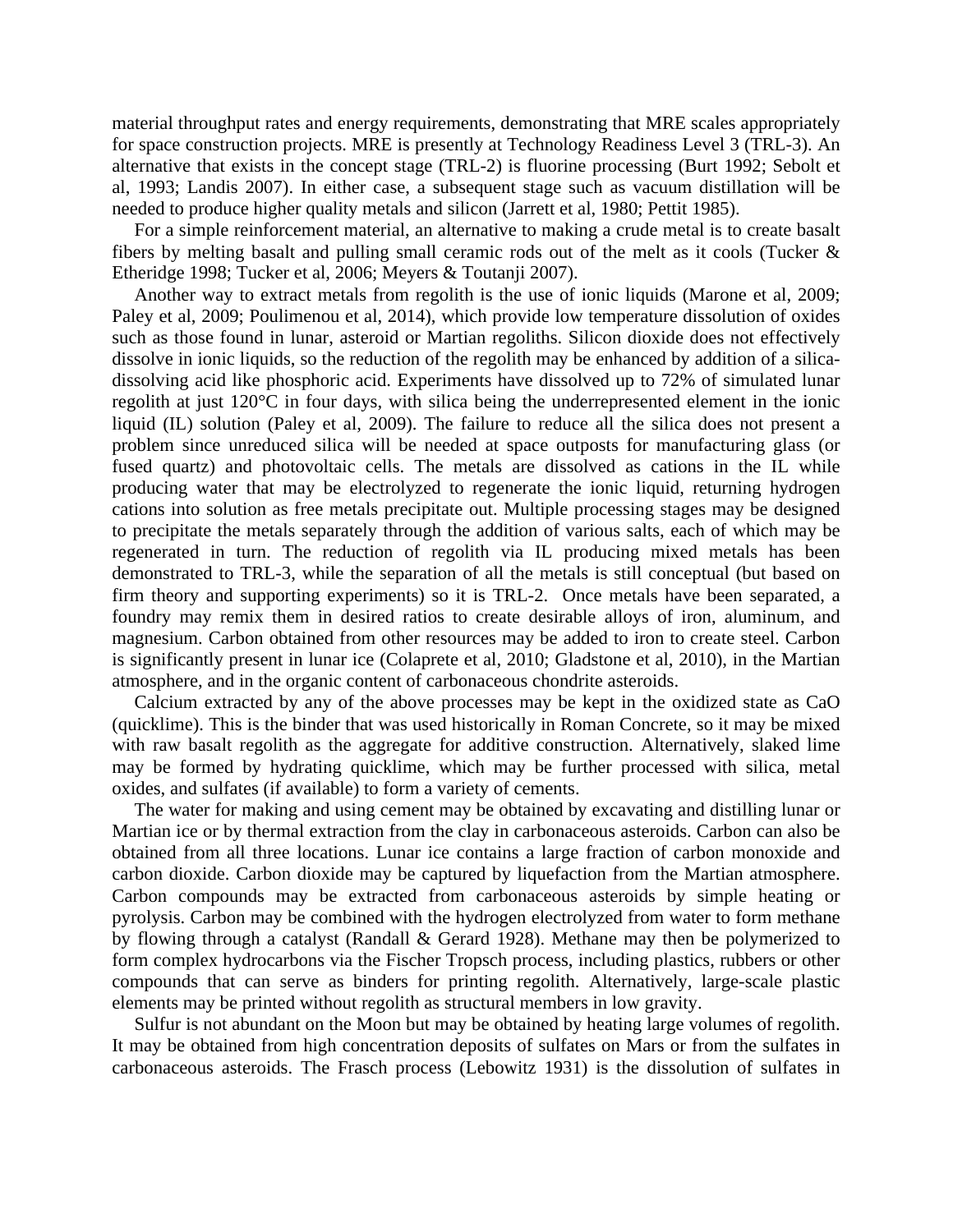material throughput rates and energy requirements, demonstrating that MRE scales appropriately for space construction projects. MRE is presently at Technology Readiness Level 3 (TRL-3). An alternative that exists in the concept stage (TRL-2) is fluorine processing (Burt 1992; Sebolt et al, 1993; Landis 2007). In either case, a subsequent stage such as vacuum distillation will be needed to produce higher quality metals and silicon (Jarrett et al, 1980; Pettit 1985).

For a simple reinforcement material, an alternative to making a crude metal is to create basalt fibers by melting basalt and pulling small ceramic rods out of the melt as it cools (Tucker & Etheridge 1998; Tucker et al, 2006; Meyers & Toutanji 2007).

Another way to extract metals from regolith is the use of ionic liquids (Marone et al, 2009; Paley et al, 2009; Poulimenou et al, 2014), which provide low temperature dissolution of oxides such as those found in lunar, asteroid or Martian regoliths. Silicon dioxide does not effectively dissolve in ionic liquids, so the reduction of the regolith may be enhanced by addition of a silica-dissolving acid like phosphoric acid. Experiments have dissolved up to 72% of simulated lunar regolith at just 120°C in four days, with silica being the underrepresented element in the ionic liquid (IL) solution (Paley et al, 2009). The failure to reduce all the silica does not present a problem since unreduced silica will be needed at space outposts for manufacturing glass (or fused quartz) and photovoltaic cells. The metals are dissolved as cations in the IL while producing water that may be electrolyzed to regenerate the ionic liquid, returning hydrogen cations into solution as free metals precipitate out. Multiple processing stages may be designed to precipitate the metals separately through the addition of various salts, each of which may be regenerated in turn. The reduction of regolith via IL producing mixed metals has been demonstrated to TRL-3, while the separation of all the metals is still conceptual (but based on firm theory and supporting experiments) so it is TRL-2. Once metals have been separated, a foundry may remix them in desired ratios to create desirable alloys of iron, aluminum, and magnesium. Carbon obtained from other resources may be added to iron to create steel. Carbon is significantly present in lunar ice (Colaprete et al, 2010; Gladstone et al, 2010), in the Martian atmosphere, and in the organic content of carbonaceous chondrite asteroids.

Calcium extracted by any of the above processes may be kept in the oxidized state as CaO (quicklime). This is the binder that was used historically in Roman Concrete, so it may be mixed with raw basalt regolith as the aggregate for additive construction. Alternatively, slaked lime may be formed by hydrating quicklime, which may be further processed with silica, metal oxides, and sulfates (if available) to form a variety of cements.

The water for making and using cement may be obtained by excavating and distilling lunar or Martian ice or by thermal extraction from the clay in carbonaceous asteroids. Carbon can also be obtained from all three locations. Lunar ice contains a large fraction of carbon monoxide and carbon dioxide. Carbon dioxide may be captured by liquefaction from the Martian atmosphere. Carbon compounds may be extracted from carbonaceous asteroids by simple heating or pyrolysis. Carbon may be combined with the hydrogen electrolyzed from water to form methane by flowing through a catalyst (Randall & Gerard 1928). Methane may then be polymerized to form complex hydrocarbons via the Fischer Tropsch process, including plastics, rubbers or other compounds that can serve as binders for printing regolith. Alternatively, large-scale plastic elements may be printed without regolith as structural members in low gravity.

Sulfur is not abundant on the Moon but may be obtained by heating large volumes of regolith. It may be obtained from high concentration deposits of sulfates on Mars or from the sulfates in carbonaceous asteroids. The Frasch process (Lebowitz 1931) is the dissolution of sulfates in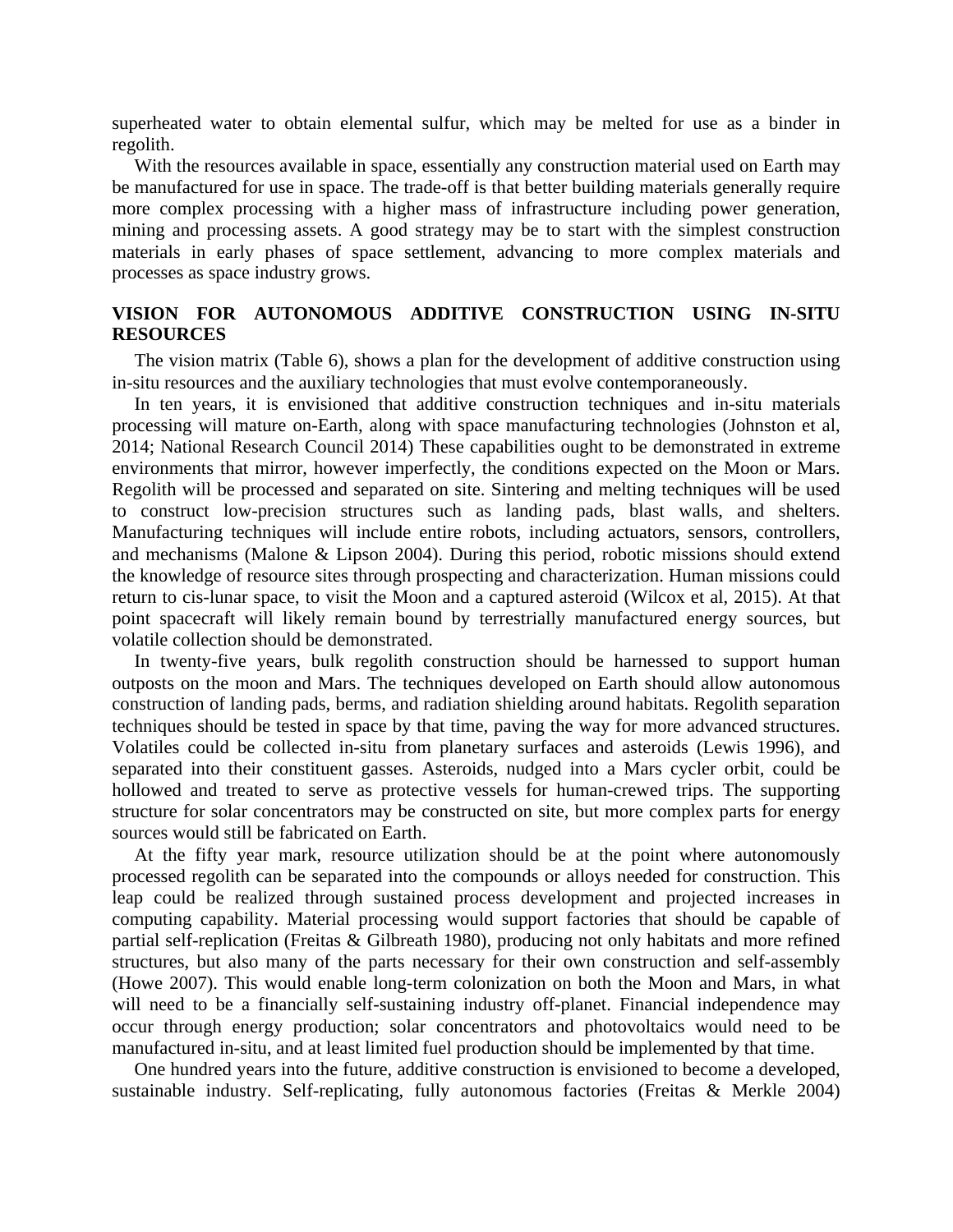superheated water to obtain elemental sulfur, which may be melted for use as a binder in regolith.

With the resources available in space, essentially any construction material used on Earth may be manufactured for use in space. The trade-off is that better building materials generally require more complex processing with a higher mass of infrastructure including power generation, mining and processing assets. A good strategy may be to start with the simplest construction materials in early phases of space settlement, advancing to more complex materials and processes as space industry grows.

## VISION FOR AUTONOMOUS ADDITIVE CONSTRUCTION USING IN-SITU RESOURCES

The vision matrix (Table 6), shows a plan for the development of additive construction using in-situ resources and the auxiliary technologies that must evolve contemporaneously.

In ten years, it is envisioned that additive construction techniques and in-situ materials processing will mature on-Earth, along with space manufacturing technologies (Johnston et al, 2014; National Research Council 2014) These capabilities ought to be demonstrated in extreme environments that mirror, however imperfectly, the conditions expected on the Moon or Mars. Regolith will be processed and separated on site. Sintering and melting techniques will be used to construct low-precision structures such as landing pads, blast walls, and shelters. Manufacturing techniques will include entire robots, including actuators, sensors, controllers, and mechanisms (Malone & Lipson 2004). During this period, robotic missions should extend the knowledge of resource sites through prospecting and characterization. Human missions could return to cis-lunar space, to visit the Moon and a captured asteroid (Wilcox et al, 2015). At that point spacecraft will likely remain bound by terrestrially manufactured energy sources, but volatile collection should be demonstrated.

In twenty-five years, bulk regolith construction should be harnessed to support human outposts on the moon and Mars. The techniques developed on Earth should allow autonomous construction of landing pads, berms, and radiation shielding around habitats. Regolith separation techniques should be tested in space by that time, paving the way for more advanced structures. Volatiles could be collected in-situ from planetary surfaces and asteroids (Lewis 1996), and separated into their constituent gasses. Asteroids, nudged into a Mars cycler orbit, could be hollowed and treated to serve as protective vessels for human-crewed trips. The supporting structure for solar concentrators may be constructed on site, but more complex parts for energy sources would still be fabricated on Earth.

At the fifty year mark, resource utilization should be at the point where autonomously processed regolith can be separated into the compounds or alloys needed for construction. This leap could be realized through sustained process development and projected increases in computing capability. Material processing would support factories that should be capable of partial self-replication (Freitas & Gilbreath 1980), producing not only habitats and more refined structures, but also many of the parts necessary for their own construction and self-assembly (Howe 2007). This would enable long-term colonization on both the Moon and Mars, in what will need to be a financially self-sustaining industry off-planet. Financial independence may occur through energy production; solar concentrators and photovoltaics would need to be manufactured in-situ, and at least limited fuel production should be implemented by that time.

One hundred years into the future, additive construction is envisioned to become a developed, sustainable industry. Self-replicating, fully autonomous factories (Freitas & Merkle 2004)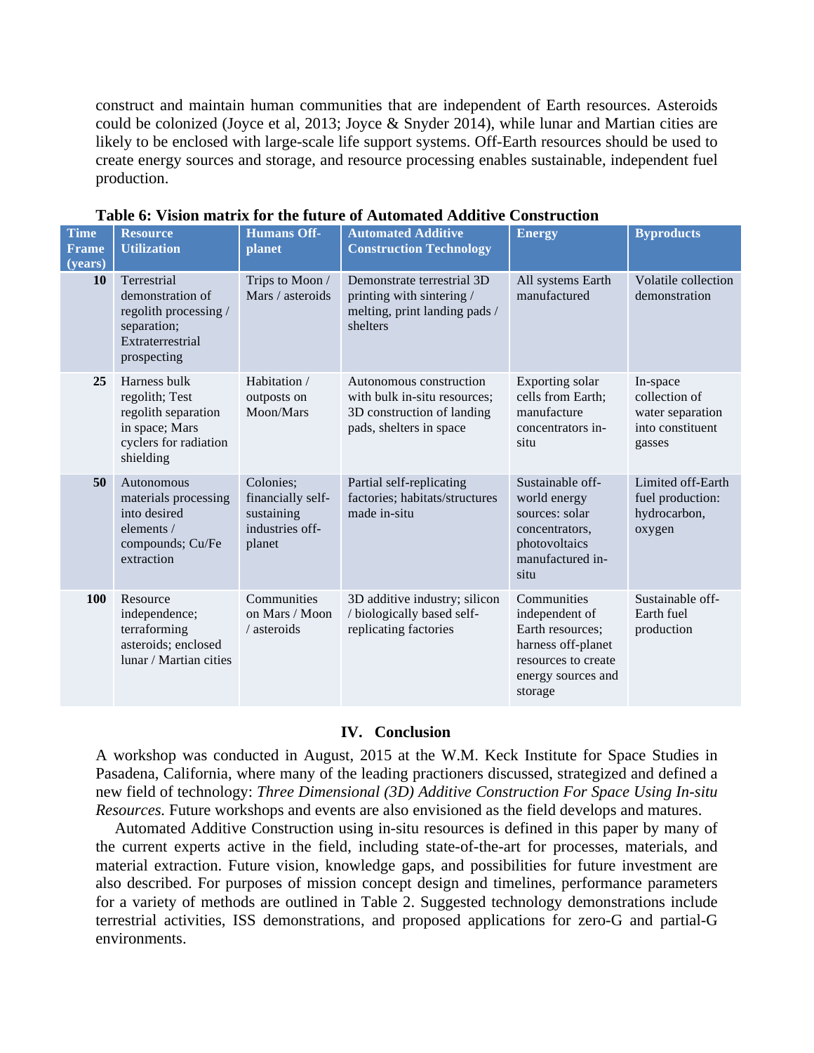construct and maintain human communities that are independent of Earth resources. Asteroids could be colonized (Joyce et al, 2013; Joyce & Snyder 2014), while lunar and Martian cities are likely to be enclosed with large-scale life support systems. Off-Earth resources should be used to create energy sources and storage, and resource processing enables sustainable, independent fuel production.

**Table 6: Vision matrix for the future of Automated Additive Construction**

| Time Frame (years) | Resource Utilization | Humans Off-planet | Automated Additive Construction Technology | Energy | Byproducts |
|---|---|---|---|---|---|
| **10** | Terrestrial demonstration of regolith processing / separation; Extraterrestrial prospecting | Trips to Moon / Mars / asteroids | Demonstrate terrestrial 3D printing with sintering / melting, print landing pads / shelters | All systems Earth manufactured | Volatile collection demonstration |
| **25** | Harness bulk regolith; Test regolith separation in space; Mars cyclers for radiation shielding | Habitation / outposts on Moon/Mars | Autonomous construction with bulk in-situ resources; 3D construction of landing pads, shelters in space | Exporting solar cells from Earth; manufacture concentrators in-situ | In-space collection of water separation into constituent gasses |
| **50** | Autonomous materials processing into desired elements / compounds; Cu/Fe extraction | Colonies; financially self-sustaining industries off-planet | Partial self-replicating factories; habitats/structures made in-situ | Sustainable off-world energy sources: solar concentrators, photovoltaics manufactured in-situ | Limited off-Earth fuel production: hydrocarbon, oxygen |
| **100** | Resource independence; terraforming asteroids; enclosed lunar / Martian cities | Communities on Mars / Moon / asteroids | 3D additive industry; silicon / biologically based self-replicating factories | Communities independent of Earth resources; harness off-planet resources to create energy sources and storage | Sustainable off-Earth fuel production |

## IV. Conclusion

A workshop was conducted in August, 2015 at the W.M. Keck Institute for Space Studies in Pasadena, California, where many of the leading practioners discussed, strategized and defined a new field of technology: *Three Dimensional (3D) Additive Construction For Space Using In-situ Resources.* Future workshops and events are also envisioned as the field develops and matures.

Automated Additive Construction using in-situ resources is defined in this paper by many of the current experts active in the field, including state-of-the-art for processes, materials, and material extraction. Future vision, knowledge gaps, and possibilities for future investment are also described. For purposes of mission concept design and timelines, performance parameters for a variety of methods are outlined in Table 2. Suggested technology demonstrations include terrestrial activities, ISS demonstrations, and proposed applications for zero-G and partial-G environments.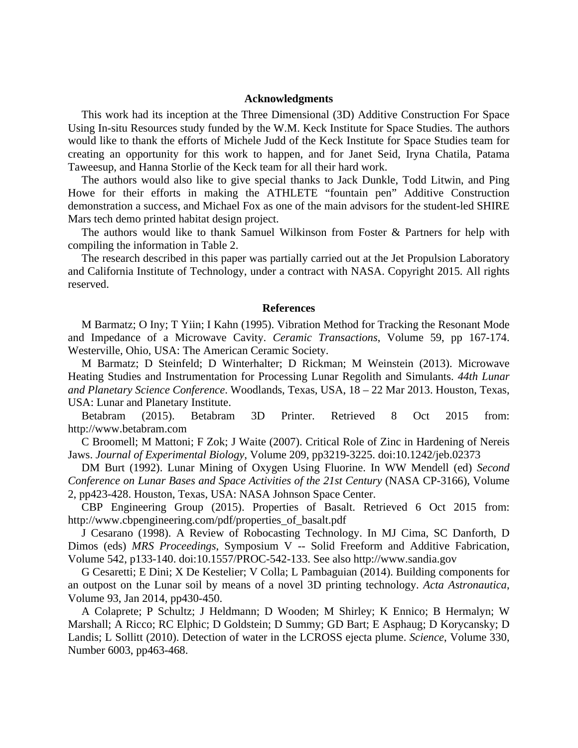## Acknowledgments

This work had its inception at the Three Dimensional (3D) Additive Construction For Space Using In-situ Resources study funded by the W.M. Keck Institute for Space Studies. The authors would like to thank the efforts of Michele Judd of the Keck Institute for Space Studies team for creating an opportunity for this work to happen, and for Janet Seid, Iryna Chatila, Patama Taweesup, and Hanna Storlie of the Keck team for all their hard work.

The authors would also like to give special thanks to Jack Dunkle, Todd Litwin, and Ping Howe for their efforts in making the ATHLETE "fountain pen" Additive Construction demonstration a success, and Michael Fox as one of the main advisors for the student-led SHIRE Mars tech demo printed habitat design project.

The authors would like to thank Samuel Wilkinson from Foster & Partners for help with compiling the information in Table 2.

The research described in this paper was partially carried out at the Jet Propulsion Laboratory and California Institute of Technology, under a contract with NASA. Copyright 2015. All rights reserved.

## References

M Barmatz; O Iny; T Yiin; I Kahn (1995). Vibration Method for Tracking the Resonant Mode and Impedance of a Microwave Cavity. *Ceramic Transactions*, Volume 59, pp 167-174. Westerville, Ohio, USA: The American Ceramic Society.

M Barmatz; D Steinfeld; D Winterhalter; D Rickman; M Weinstein (2013). Microwave Heating Studies and Instrumentation for Processing Lunar Regolith and Simulants. *44th Lunar and Planetary Science Conference*. Woodlands, Texas, USA, 18 – 22 Mar 2013. Houston, Texas, USA: Lunar and Planetary Institute.

Betabram (2015). Betabram 3D Printer. Retrieved 8 Oct 2015 from: http://www.betabram.com

C Broomell; M Mattoni; F Zok; J Waite (2007). Critical Role of Zinc in Hardening of Nereis Jaws. *Journal of Experimental Biology*, Volume 209, pp3219-3225. doi:10.1242/jeb.02373

DM Burt (1992). Lunar Mining of Oxygen Using Fluorine. In WW Mendell (ed) *Second Conference on Lunar Bases and Space Activities of the 21st Century* (NASA CP-3166), Volume 2, pp423-428. Houston, Texas, USA: NASA Johnson Space Center.

CBP Engineering Group (2015). Properties of Basalt. Retrieved 6 Oct 2015 from: http://www.cbpengineering.com/pdf/properties_of_basalt.pdf

J Cesarano (1998). A Review of Robocasting Technology. In MJ Cima, SC Danforth, D Dimos (eds) *MRS Proceedings*, Symposium V -- Solid Freeform and Additive Fabrication, Volume 542, p133-140. doi:10.1557/PROC-542-133. See also http://www.sandia.gov

G Cesaretti; E Dini; X De Kestelier; V Colla; L Pambaguian (2014). Building components for an outpost on the Lunar soil by means of a novel 3D printing technology. *Acta Astronautica*, Volume 93, Jan 2014, pp430-450.

A Colaprete; P Schultz; J Heldmann; D Wooden; M Shirley; K Ennico; B Hermalyn; W Marshall; A Ricco; RC Elphic; D Goldstein; D Summy; GD Bart; E Asphaug; D Korycansky; D Landis; L Sollitt (2010). Detection of water in the LCROSS ejecta plume. *Science*, Volume 330, Number 6003, pp463-468.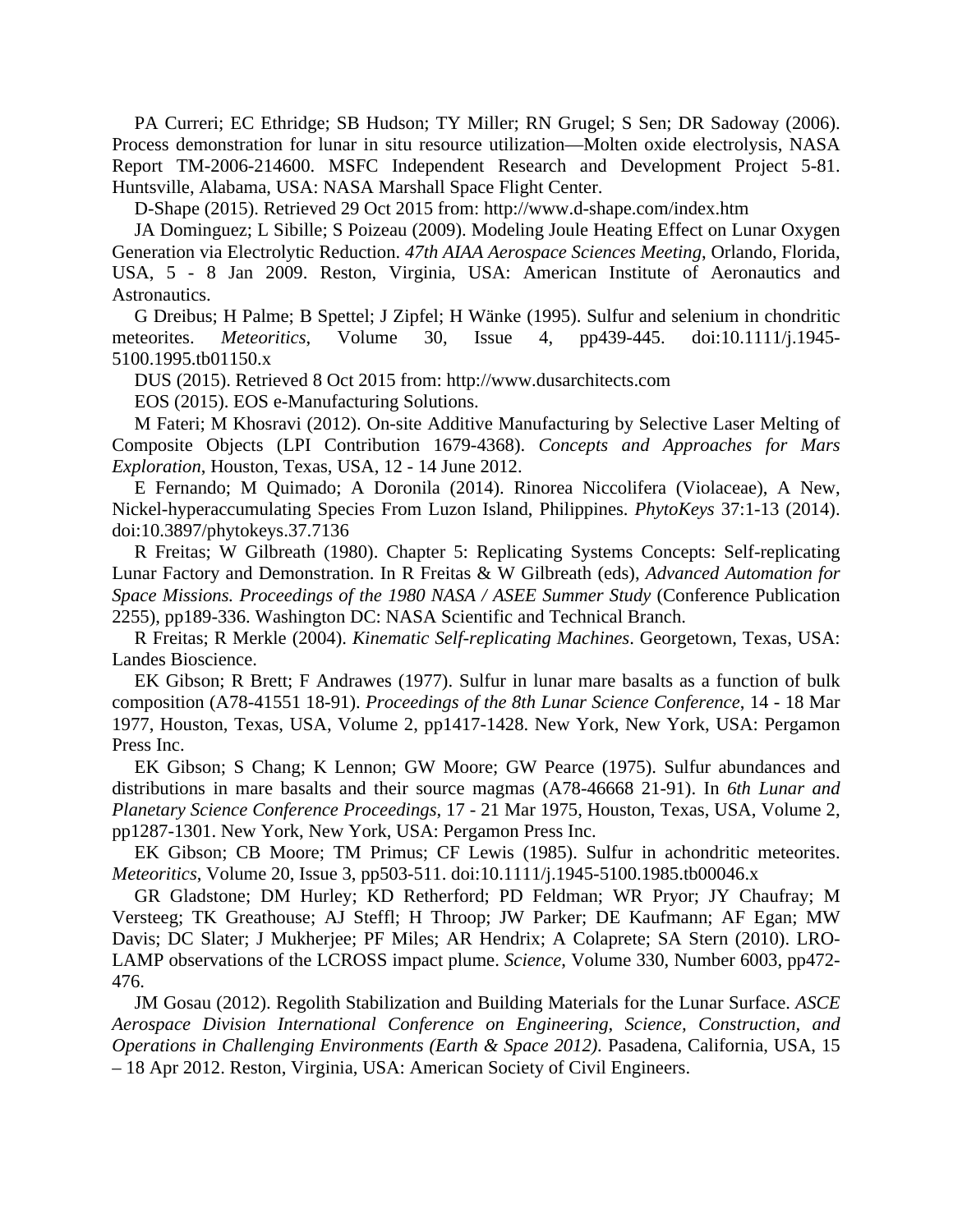PA Curreri; EC Ethridge; SB Hudson; TY Miller; RN Grugel; S Sen; DR Sadoway (2006). Process demonstration for lunar in situ resource utilization—Molten oxide electrolysis, NASA Report TM-2006-214600. MSFC Independent Research and Development Project 5-81. Huntsville, Alabama, USA: NASA Marshall Space Flight Center.

D-Shape (2015). Retrieved 29 Oct 2015 from: http://www.d-shape.com/index.htm

JA Dominguez; L Sibille; S Poizeau (2009). Modeling Joule Heating Effect on Lunar Oxygen Generation via Electrolytic Reduction. *47th AIAA Aerospace Sciences Meeting*, Orlando, Florida, USA, 5 - 8 Jan 2009. Reston, Virginia, USA: American Institute of Aeronautics and Astronautics.

G Dreibus; H Palme; B Spettel; J Zipfel; H Wänke (1995). Sulfur and selenium in chondritic meteorites. *Meteoritics*, Volume 30, Issue 4, pp439-445. doi:10.1111/j.1945-5100.1995.tb01150.x

DUS (2015). Retrieved 8 Oct 2015 from: http://www.dusarchitects.com

EOS (2015). EOS e-Manufacturing Solutions.

M Fateri; M Khosravi (2012). On-site Additive Manufacturing by Selective Laser Melting of Composite Objects (LPI Contribution 1679-4368). *Concepts and Approaches for Mars Exploration*, Houston, Texas, USA, 12 - 14 June 2012.

E Fernando; M Quimado; A Doronila (2014). Rinorea Niccolifera (Violaceae), A New, Nickel-hyperaccumulating Species From Luzon Island, Philippines. *PhytoKeys* 37:1-13 (2014). doi:10.3897/phytokeys.37.7136

R Freitas; W Gilbreath (1980). Chapter 5: Replicating Systems Concepts: Self-replicating Lunar Factory and Demonstration. In R Freitas & W Gilbreath (eds), *Advanced Automation for Space Missions. Proceedings of the 1980 NASA / ASEE Summer Study* (Conference Publication 2255), pp189-336. Washington DC: NASA Scientific and Technical Branch.

R Freitas; R Merkle (2004). *Kinematic Self-replicating Machines*. Georgetown, Texas, USA: Landes Bioscience.

EK Gibson; R Brett; F Andrawes (1977). Sulfur in lunar mare basalts as a function of bulk composition (A78-41551 18-91). *Proceedings of the 8th Lunar Science Conference*, 14 - 18 Mar 1977, Houston, Texas, USA, Volume 2, pp1417-1428. New York, New York, USA: Pergamon Press Inc.

EK Gibson; S Chang; K Lennon; GW Moore; GW Pearce (1975). Sulfur abundances and distributions in mare basalts and their source magmas (A78-46668 21-91). In *6th Lunar and Planetary Science Conference Proceedings*, 17 - 21 Mar 1975, Houston, Texas, USA, Volume 2, pp1287-1301. New York, New York, USA: Pergamon Press Inc.

EK Gibson; CB Moore; TM Primus; CF Lewis (1985). Sulfur in achondritic meteorites. *Meteoritics*, Volume 20, Issue 3, pp503-511. doi:10.1111/j.1945-5100.1985.tb00046.x

GR Gladstone; DM Hurley; KD Retherford; PD Feldman; WR Pryor; JY Chaufray; M Versteeg; TK Greathouse; AJ Steffl; H Throop; JW Parker; DE Kaufmann; AF Egan; MW Davis; DC Slater; J Mukherjee; PF Miles; AR Hendrix; A Colaprete; SA Stern (2010). LRO-LAMP observations of the LCROSS impact plume. *Science*, Volume 330, Number 6003, pp472-476.

JM Gosau (2012). Regolith Stabilization and Building Materials for the Lunar Surface. *ASCE Aerospace Division International Conference on Engineering, Science, Construction, and Operations in Challenging Environments (Earth & Space 2012)*. Pasadena, California, USA, 15 – 18 Apr 2012. Reston, Virginia, USA: American Society of Civil Engineers.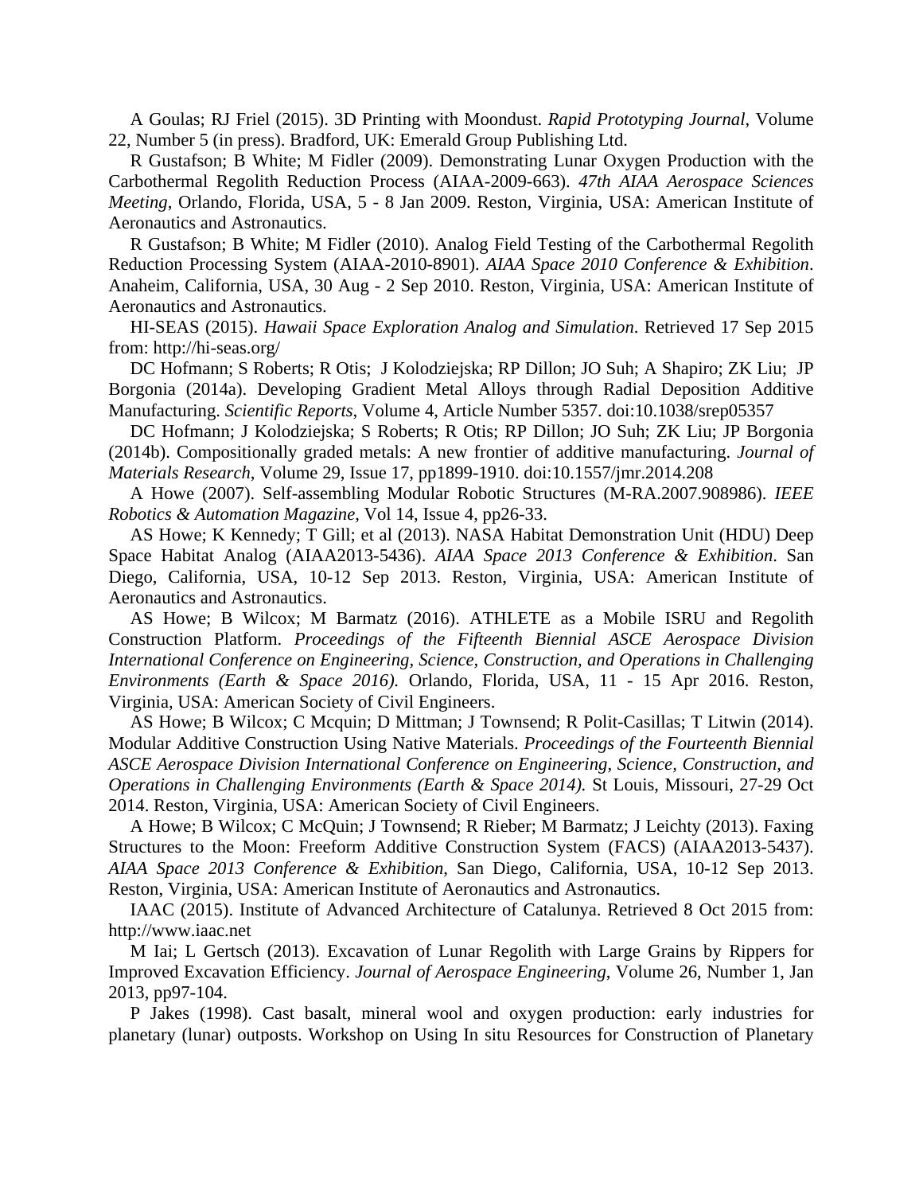A Goulas; RJ Friel (2015). 3D Printing with Moondust. *Rapid Prototyping Journal*, Volume 22, Number 5 (in press). Bradford, UK: Emerald Group Publishing Ltd.

R Gustafson; B White; M Fidler (2009). Demonstrating Lunar Oxygen Production with the Carbothermal Regolith Reduction Process (AIAA-2009-663). *47th AIAA Aerospace Sciences Meeting*, Orlando, Florida, USA, 5 - 8 Jan 2009. Reston, Virginia, USA: American Institute of Aeronautics and Astronautics.

R Gustafson; B White; M Fidler (2010). Analog Field Testing of the Carbothermal Regolith Reduction Processing System (AIAA-2010-8901). *AIAA Space 2010 Conference & Exhibition*. Anaheim, California, USA, 30 Aug - 2 Sep 2010. Reston, Virginia, USA: American Institute of Aeronautics and Astronautics.

HI-SEAS (2015). *Hawaii Space Exploration Analog and Simulation*. Retrieved 17 Sep 2015 from: http://hi-seas.org/

DC Hofmann; S Roberts; R Otis; J Kolodziejska; RP Dillon; JO Suh; A Shapiro; ZK Liu; JP Borgonia (2014a). Developing Gradient Metal Alloys through Radial Deposition Additive Manufacturing. *Scientific Reports*, Volume 4, Article Number 5357. doi:10.1038/srep05357

DC Hofmann; J Kolodziejska; S Roberts; R Otis; RP Dillon; JO Suh; ZK Liu; JP Borgonia (2014b). Compositionally graded metals: A new frontier of additive manufacturing. *Journal of Materials Research*, Volume 29, Issue 17, pp1899-1910. doi:10.1557/jmr.2014.208

A Howe (2007). Self-assembling Modular Robotic Structures (M-RA.2007.908986). *IEEE Robotics & Automation Magazine*, Vol 14, Issue 4, pp26-33.

AS Howe; K Kennedy; T Gill; et al (2013). NASA Habitat Demonstration Unit (HDU) Deep Space Habitat Analog (AIAA2013-5436). *AIAA Space 2013 Conference & Exhibition*. San Diego, California, USA, 10-12 Sep 2013. Reston, Virginia, USA: American Institute of Aeronautics and Astronautics.

AS Howe; B Wilcox; M Barmatz (2016). ATHLETE as a Mobile ISRU and Regolith Construction Platform. *Proceedings of the Fifteenth Biennial ASCE Aerospace Division International Conference on Engineering, Science, Construction, and Operations in Challenging Environments (Earth & Space 2016).* Orlando, Florida, USA, 11 - 15 Apr 2016. Reston, Virginia, USA: American Society of Civil Engineers.

AS Howe; B Wilcox; C Mcquin; D Mittman; J Townsend; R Polit-Casillas; T Litwin (2014). Modular Additive Construction Using Native Materials. *Proceedings of the Fourteenth Biennial ASCE Aerospace Division International Conference on Engineering, Science, Construction, and Operations in Challenging Environments (Earth & Space 2014).* St Louis, Missouri, 27-29 Oct 2014. Reston, Virginia, USA: American Society of Civil Engineers.

A Howe; B Wilcox; C McQuin; J Townsend; R Rieber; M Barmatz; J Leichty (2013). Faxing Structures to the Moon: Freeform Additive Construction System (FACS) (AIAA2013-5437). *AIAA Space 2013 Conference & Exhibition*, San Diego, California, USA, 10-12 Sep 2013. Reston, Virginia, USA: American Institute of Aeronautics and Astronautics.

IAAC (2015). Institute of Advanced Architecture of Catalunya. Retrieved 8 Oct 2015 from: http://www.iaac.net

M Iai; L Gertsch (2013). Excavation of Lunar Regolith with Large Grains by Rippers for Improved Excavation Efficiency. *Journal of Aerospace Engineering*, Volume 26, Number 1, Jan 2013, pp97-104.

P Jakes (1998). Cast basalt, mineral wool and oxygen production: early industries for planetary (lunar) outposts. Workshop on Using In situ Resources for Construction of Planetary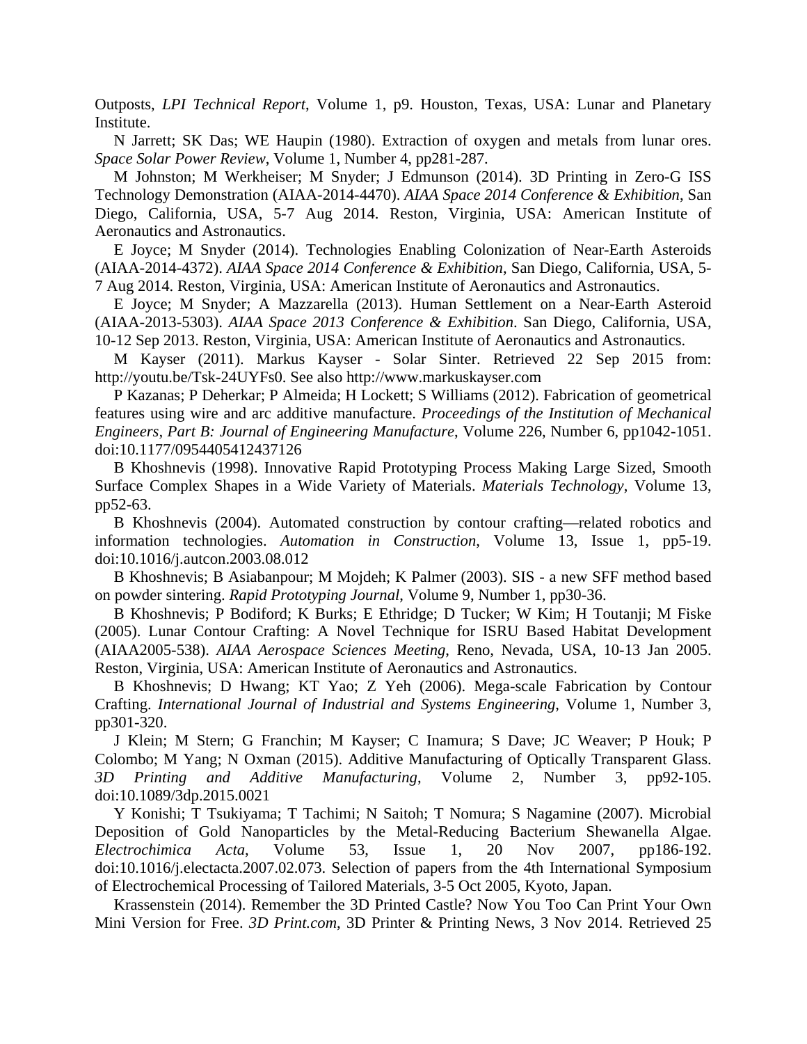Outposts, *LPI Technical Report*, Volume 1, p9. Houston, Texas, USA: Lunar and Planetary Institute.

N Jarrett; SK Das; WE Haupin (1980). Extraction of oxygen and metals from lunar ores. *Space Solar Power Review*, Volume 1, Number 4, pp281-287.

M Johnston; M Werkheiser; M Snyder; J Edmunson (2014). 3D Printing in Zero-G ISS Technology Demonstration (AIAA-2014-4470). *AIAA Space 2014 Conference & Exhibition*, San Diego, California, USA, 5-7 Aug 2014. Reston, Virginia, USA: American Institute of Aeronautics and Astronautics.

E Joyce; M Snyder (2014). Technologies Enabling Colonization of Near-Earth Asteroids (AIAA-2014-4372). *AIAA Space 2014 Conference & Exhibition*, San Diego, California, USA, 5-7 Aug 2014. Reston, Virginia, USA: American Institute of Aeronautics and Astronautics.

E Joyce; M Snyder; A Mazzarella (2013). Human Settlement on a Near-Earth Asteroid (AIAA-2013-5303). *AIAA Space 2013 Conference & Exhibition*. San Diego, California, USA, 10-12 Sep 2013. Reston, Virginia, USA: American Institute of Aeronautics and Astronautics.

M Kayser (2011). Markus Kayser - Solar Sinter. Retrieved 22 Sep 2015 from: http://youtu.be/Tsk-24UYFs0. See also http://www.markuskayser.com

P Kazanas; P Deherkar; P Almeida; H Lockett; S Williams (2012). Fabrication of geometrical features using wire and arc additive manufacture. *Proceedings of the Institution of Mechanical Engineers, Part B: Journal of Engineering Manufacture*, Volume 226, Number 6, pp1042-1051. doi:10.1177/0954405412437126

B Khoshnevis (1998). Innovative Rapid Prototyping Process Making Large Sized, Smooth Surface Complex Shapes in a Wide Variety of Materials. *Materials Technology*, Volume 13, pp52-63.

B Khoshnevis (2004). Automated construction by contour crafting—related robotics and information technologies. *Automation in Construction*, Volume 13, Issue 1, pp5-19. doi:10.1016/j.autcon.2003.08.012

B Khoshnevis; B Asiabanpour; M Mojdeh; K Palmer (2003). SIS - a new SFF method based on powder sintering. *Rapid Prototyping Journal*, Volume 9, Number 1, pp30-36.

B Khoshnevis; P Bodiford; K Burks; E Ethridge; D Tucker; W Kim; H Toutanji; M Fiske (2005). Lunar Contour Crafting: A Novel Technique for ISRU Based Habitat Development (AIAA2005-538). *AIAA Aerospace Sciences Meeting*, Reno, Nevada, USA, 10-13 Jan 2005. Reston, Virginia, USA: American Institute of Aeronautics and Astronautics.

B Khoshnevis; D Hwang; KT Yao; Z Yeh (2006). Mega-scale Fabrication by Contour Crafting. *International Journal of Industrial and Systems Engineering*, Volume 1, Number 3, pp301-320.

J Klein; M Stern; G Franchin; M Kayser; C Inamura; S Dave; JC Weaver; P Houk; P Colombo; M Yang; N Oxman (2015). Additive Manufacturing of Optically Transparent Glass. *3D Printing and Additive Manufacturing*, Volume 2, Number 3, pp92-105. doi:10.1089/3dp.2015.0021

Y Konishi; T Tsukiyama; T Tachimi; N Saitoh; T Nomura; S Nagamine (2007). Microbial Deposition of Gold Nanoparticles by the Metal-Reducing Bacterium Shewanella Algae. *Electrochimica Acta*, Volume 53, Issue 1, 20 Nov 2007, pp186-192. doi:10.1016/j.electacta.2007.02.073. Selection of papers from the 4th International Symposium of Electrochemical Processing of Tailored Materials, 3-5 Oct 2005, Kyoto, Japan.

Krassenstein (2014). Remember the 3D Printed Castle? Now You Too Can Print Your Own Mini Version for Free. *3D Print.com*, 3D Printer & Printing News, 3 Nov 2014. Retrieved 25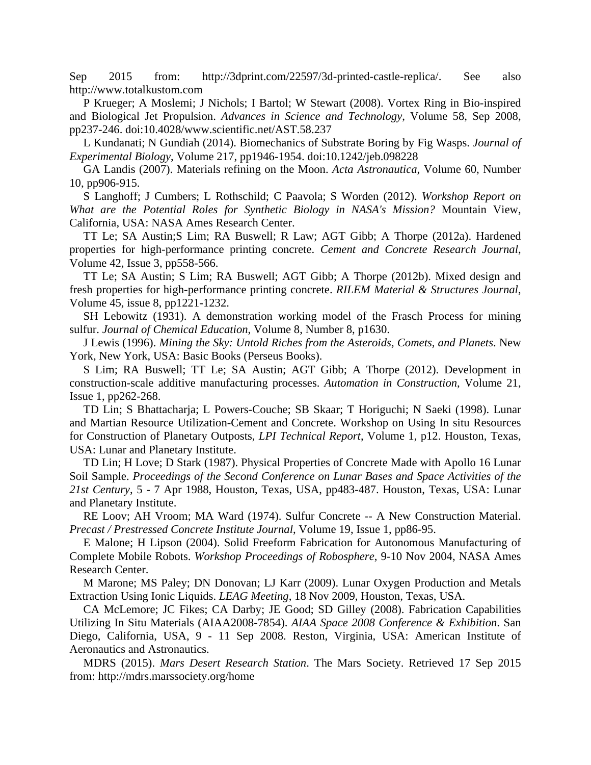Sep 2015 from: http://3dprint.com/22597/3d-printed-castle-replica/. See also http://www.totalkustom.com

P Krueger; A Moslemi; J Nichols; I Bartol; W Stewart (2008). Vortex Ring in Bio-inspired and Biological Jet Propulsion. *Advances in Science and Technology*, Volume 58, Sep 2008, pp237-246. doi:10.4028/www.scientific.net/AST.58.237

L Kundanati; N Gundiah (2014). Biomechanics of Substrate Boring by Fig Wasps. *Journal of Experimental Biology*, Volume 217, pp1946-1954. doi:10.1242/jeb.098228

GA Landis (2007). Materials refining on the Moon. *Acta Astronautica*, Volume 60, Number 10, pp906-915.

S Langhoff; J Cumbers; L Rothschild; C Paavola; S Worden (2012). *Workshop Report on What are the Potential Roles for Synthetic Biology in NASA's Mission?* Mountain View, California, USA: NASA Ames Research Center.

TT Le; SA Austin;S Lim; RA Buswell; R Law; AGT Gibb; A Thorpe (2012a). Hardened properties for high-performance printing concrete. *Cement and Concrete Research Journal*, Volume 42, Issue 3, pp558-566.

TT Le; SA Austin; S Lim; RA Buswell; AGT Gibb; A Thorpe (2012b). Mixed design and fresh properties for high-performance printing concrete. *RILEM Material & Structures Journal*, Volume 45, issue 8, pp1221-1232.

SH Lebowitz (1931). A demonstration working model of the Frasch Process for mining sulfur. *Journal of Chemical Education*, Volume 8, Number 8, p1630.

J Lewis (1996). *Mining the Sky: Untold Riches from the Asteroids, Comets, and Planets*. New York, New York, USA: Basic Books (Perseus Books).

S Lim; RA Buswell; TT Le; SA Austin; AGT Gibb; A Thorpe (2012). Development in construction-scale additive manufacturing processes. *Automation in Construction*, Volume 21, Issue 1, pp262-268.

TD Lin; S Bhattacharja; L Powers-Couche; SB Skaar; T Horiguchi; N Saeki (1998). Lunar and Martian Resource Utilization-Cement and Concrete. Workshop on Using In situ Resources for Construction of Planetary Outposts, *LPI Technical Report*, Volume 1, p12. Houston, Texas, USA: Lunar and Planetary Institute.

TD Lin; H Love; D Stark (1987). Physical Properties of Concrete Made with Apollo 16 Lunar Soil Sample. *Proceedings of the Second Conference on Lunar Bases and Space Activities of the 21st Century*, 5 - 7 Apr 1988, Houston, Texas, USA, pp483-487. Houston, Texas, USA: Lunar and Planetary Institute.

RE Loov; AH Vroom; MA Ward (1974). Sulfur Concrete -- A New Construction Material. *Precast / Prestressed Concrete Institute Journal*, Volume 19, Issue 1, pp86-95.

E Malone; H Lipson (2004). Solid Freeform Fabrication for Autonomous Manufacturing of Complete Mobile Robots. *Workshop Proceedings of Robosphere*, 9-10 Nov 2004, NASA Ames Research Center.

M Marone; MS Paley; DN Donovan; LJ Karr (2009). Lunar Oxygen Production and Metals Extraction Using Ionic Liquids. *LEAG Meeting*, 18 Nov 2009, Houston, Texas, USA.

CA McLemore; JC Fikes; CA Darby; JE Good; SD Gilley (2008). Fabrication Capabilities Utilizing In Situ Materials (AIAA2008-7854). *AIAA Space 2008 Conference & Exhibition*. San Diego, California, USA, 9 - 11 Sep 2008. Reston, Virginia, USA: American Institute of Aeronautics and Astronautics.

MDRS (2015). *Mars Desert Research Station*. The Mars Society. Retrieved 17 Sep 2015 from: http://mdrs.marssociety.org/home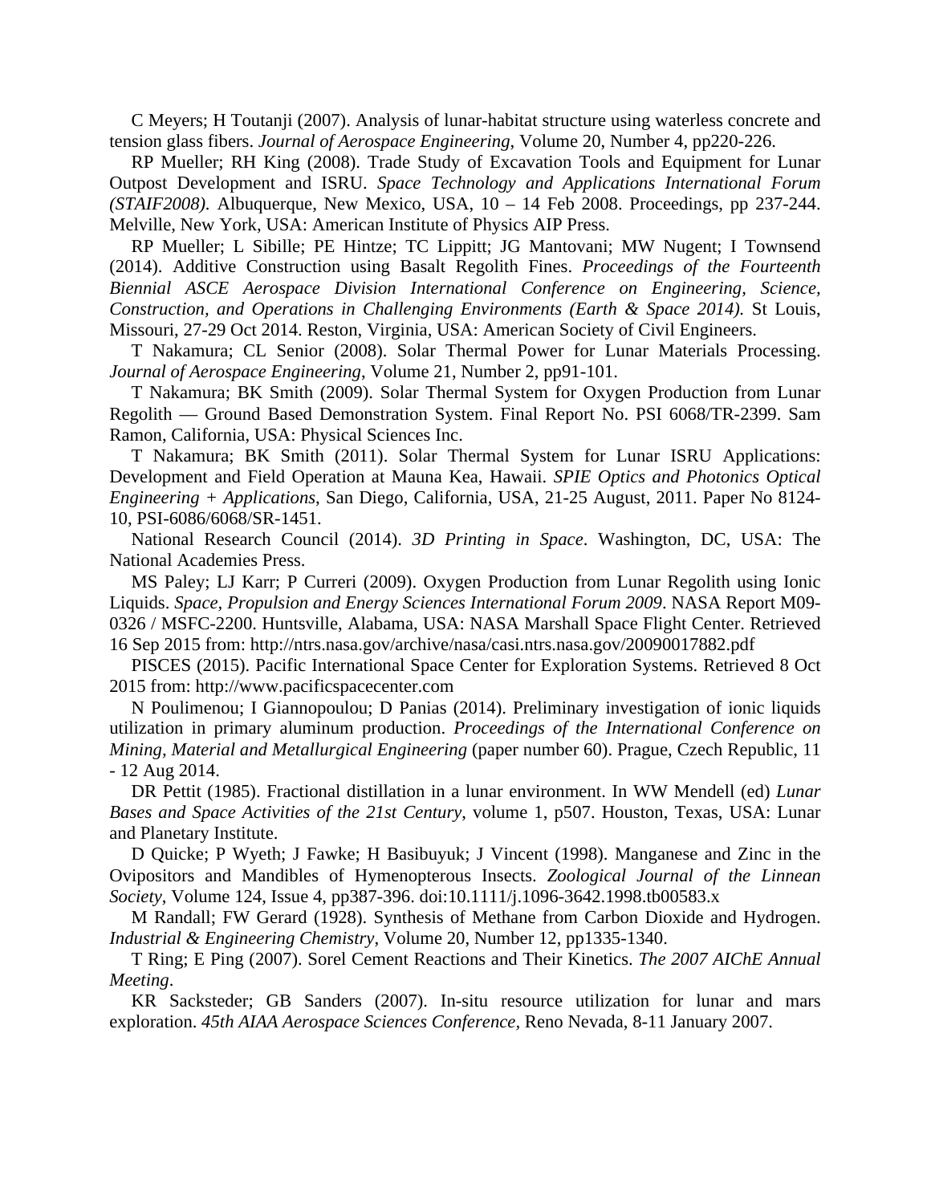C Meyers; H Toutanji (2007). Analysis of lunar-habitat structure using waterless concrete and tension glass fibers. *Journal of Aerospace Engineering*, Volume 20, Number 4, pp220-226.

RP Mueller; RH King (2008). Trade Study of Excavation Tools and Equipment for Lunar Outpost Development and ISRU. *Space Technology and Applications International Forum (STAIF2008)*. Albuquerque, New Mexico, USA, 10 – 14 Feb 2008. Proceedings, pp 237-244. Melville, New York, USA: American Institute of Physics AIP Press.

RP Mueller; L Sibille; PE Hintze; TC Lippitt; JG Mantovani; MW Nugent; I Townsend (2014). Additive Construction using Basalt Regolith Fines. *Proceedings of the Fourteenth Biennial ASCE Aerospace Division International Conference on Engineering, Science, Construction, and Operations in Challenging Environments (Earth & Space 2014)*. St Louis, Missouri, 27-29 Oct 2014. Reston, Virginia, USA: American Society of Civil Engineers.

T Nakamura; CL Senior (2008). Solar Thermal Power for Lunar Materials Processing. *Journal of Aerospace Engineering*, Volume 21, Number 2, pp91-101.

T Nakamura; BK Smith (2009). Solar Thermal System for Oxygen Production from Lunar Regolith — Ground Based Demonstration System. Final Report No. PSI 6068/TR-2399. Sam Ramon, California, USA: Physical Sciences Inc.

T Nakamura; BK Smith (2011). Solar Thermal System for Lunar ISRU Applications: Development and Field Operation at Mauna Kea, Hawaii. *SPIE Optics and Photonics Optical Engineering + Applications*, San Diego, California, USA, 21-25 August, 2011. Paper No 8124-10, PSI-6086/6068/SR-1451.

National Research Council (2014). *3D Printing in Space*. Washington, DC, USA: The National Academies Press.

MS Paley; LJ Karr; P Curreri (2009). Oxygen Production from Lunar Regolith using Ionic Liquids. *Space, Propulsion and Energy Sciences International Forum 2009*. NASA Report M09-0326 / MSFC-2200. Huntsville, Alabama, USA: NASA Marshall Space Flight Center. Retrieved 16 Sep 2015 from: http://ntrs.nasa.gov/archive/nasa/casi.ntrs.nasa.gov/20090017882.pdf

PISCES (2015). Pacific International Space Center for Exploration Systems. Retrieved 8 Oct 2015 from: http://www.pacificspacecenter.com

N Poulimenou; I Giannopoulou; D Panias (2014). Preliminary investigation of ionic liquids utilization in primary aluminum production. *Proceedings of the International Conference on Mining, Material and Metallurgical Engineering* (paper number 60). Prague, Czech Republic, 11 - 12 Aug 2014.

DR Pettit (1985). Fractional distillation in a lunar environment. In WW Mendell (ed) *Lunar Bases and Space Activities of the 21st Century*, volume 1, p507. Houston, Texas, USA: Lunar and Planetary Institute.

D Quicke; P Wyeth; J Fawke; H Basibuyuk; J Vincent (1998). Manganese and Zinc in the Ovipositors and Mandibles of Hymenopterous Insects. *Zoological Journal of the Linnean Society*, Volume 124, Issue 4, pp387-396. doi:10.1111/j.1096-3642.1998.tb00583.x

M Randall; FW Gerard (1928). Synthesis of Methane from Carbon Dioxide and Hydrogen. *Industrial & Engineering Chemistry*, Volume 20, Number 12, pp1335-1340.

T Ring; E Ping (2007). Sorel Cement Reactions and Their Kinetics. *The 2007 AIChE Annual Meeting*.

KR Sacksteder; GB Sanders (2007). In-situ resource utilization for lunar and mars exploration. *45th AIAA Aerospace Sciences Conference*, Reno Nevada, 8-11 January 2007.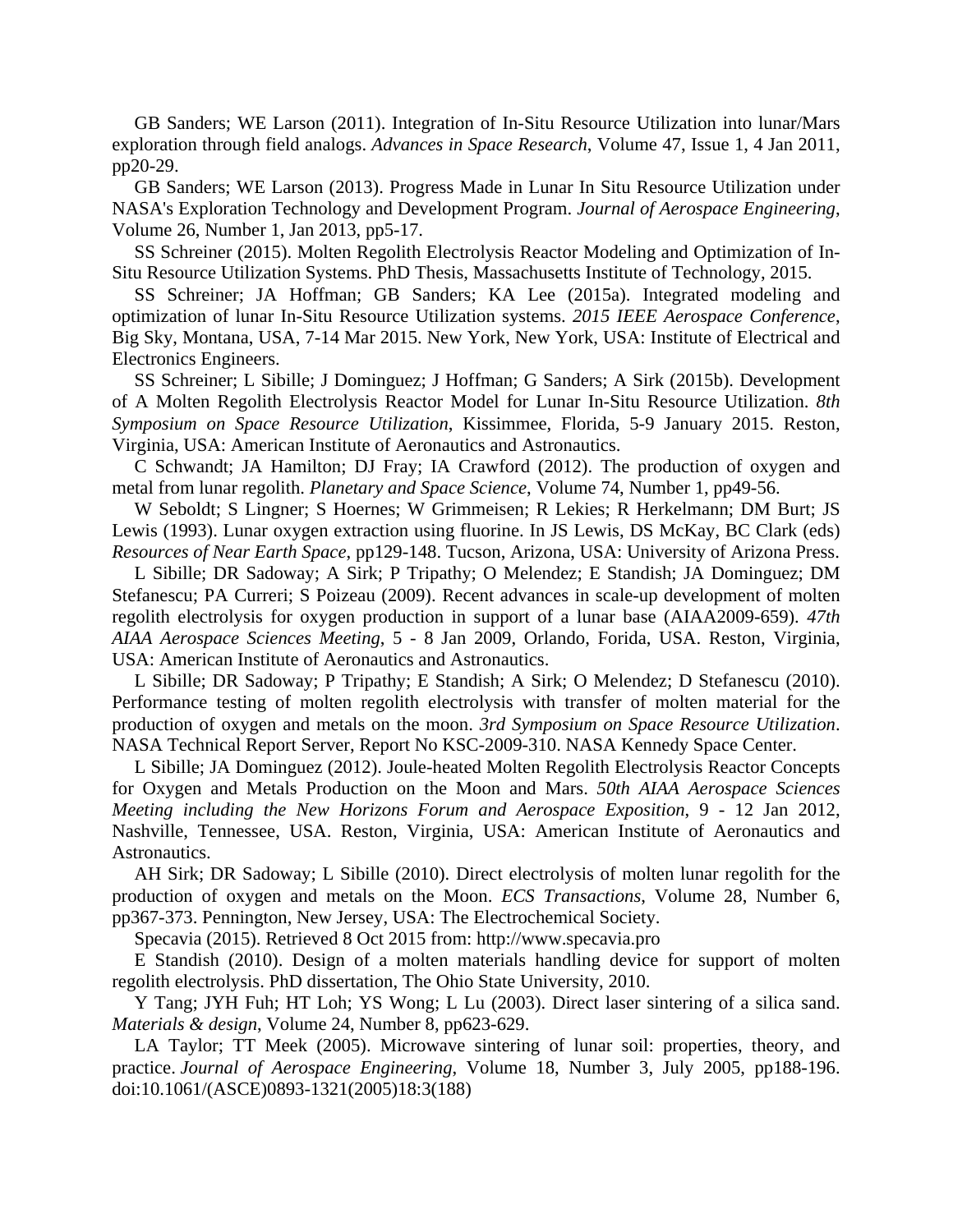GB Sanders; WE Larson (2011). Integration of In-Situ Resource Utilization into lunar/Mars exploration through field analogs. *Advances in Space Research*, Volume 47, Issue 1, 4 Jan 2011, pp20-29.

GB Sanders; WE Larson (2013). Progress Made in Lunar In Situ Resource Utilization under NASA's Exploration Technology and Development Program. *Journal of Aerospace Engineering*, Volume 26, Number 1, Jan 2013, pp5-17.

SS Schreiner (2015). Molten Regolith Electrolysis Reactor Modeling and Optimization of In-Situ Resource Utilization Systems. PhD Thesis, Massachusetts Institute of Technology, 2015.

SS Schreiner; JA Hoffman; GB Sanders; KA Lee (2015a). Integrated modeling and optimization of lunar In-Situ Resource Utilization systems. *2015 IEEE Aerospace Conference*, Big Sky, Montana, USA, 7-14 Mar 2015. New York, New York, USA: Institute of Electrical and Electronics Engineers.

SS Schreiner; L Sibille; J Dominguez; J Hoffman; G Sanders; A Sirk (2015b). Development of A Molten Regolith Electrolysis Reactor Model for Lunar In-Situ Resource Utilization. *8th Symposium on Space Resource Utilization*, Kissimmee, Florida, 5-9 January 2015. Reston, Virginia, USA: American Institute of Aeronautics and Astronautics.

C Schwandt; JA Hamilton; DJ Fray; IA Crawford (2012). The production of oxygen and metal from lunar regolith. *Planetary and Space Science*, Volume 74, Number 1, pp49-56.

W Seboldt; S Lingner; S Hoernes; W Grimmeisen; R Lekies; R Herkelmann; DM Burt; JS Lewis (1993). Lunar oxygen extraction using fluorine. In JS Lewis, DS McKay, BC Clark (eds) *Resources of Near Earth Space*, pp129-148. Tucson, Arizona, USA: University of Arizona Press.

L Sibille; DR Sadoway; A Sirk; P Tripathy; O Melendez; E Standish; JA Dominguez; DM Stefanescu; PA Curreri; S Poizeau (2009). Recent advances in scale-up development of molten regolith electrolysis for oxygen production in support of a lunar base (AIAA2009-659). *47th AIAA Aerospace Sciences Meeting*, 5 - 8 Jan 2009, Orlando, Forida, USA. Reston, Virginia, USA: American Institute of Aeronautics and Astronautics.

L Sibille; DR Sadoway; P Tripathy; E Standish; A Sirk; O Melendez; D Stefanescu (2010). Performance testing of molten regolith electrolysis with transfer of molten material for the production of oxygen and metals on the moon. *3rd Symposium on Space Resource Utilization*. NASA Technical Report Server, Report No KSC-2009-310. NASA Kennedy Space Center.

L Sibille; JA Dominguez (2012). Joule-heated Molten Regolith Electrolysis Reactor Concepts for Oxygen and Metals Production on the Moon and Mars. *50th AIAA Aerospace Sciences Meeting including the New Horizons Forum and Aerospace Exposition*, 9 - 12 Jan 2012, Nashville, Tennessee, USA. Reston, Virginia, USA: American Institute of Aeronautics and Astronautics.

AH Sirk; DR Sadoway; L Sibille (2010). Direct electrolysis of molten lunar regolith for the production of oxygen and metals on the Moon. *ECS Transactions*, Volume 28, Number 6, pp367-373. Pennington, New Jersey, USA: The Electrochemical Society.

Specavia (2015). Retrieved 8 Oct 2015 from: http://www.specavia.pro

E Standish (2010). Design of a molten materials handling device for support of molten regolith electrolysis. PhD dissertation, The Ohio State University, 2010.

Y Tang; JYH Fuh; HT Loh; YS Wong; L Lu (2003). Direct laser sintering of a silica sand. *Materials & design*, Volume 24, Number 8, pp623-629.

LA Taylor; TT Meek (2005). Microwave sintering of lunar soil: properties, theory, and practice. *Journal of Aerospace Engineering*, Volume 18, Number 3, July 2005, pp188-196. doi:10.1061/(ASCE)0893-1321(2005)18:3(188)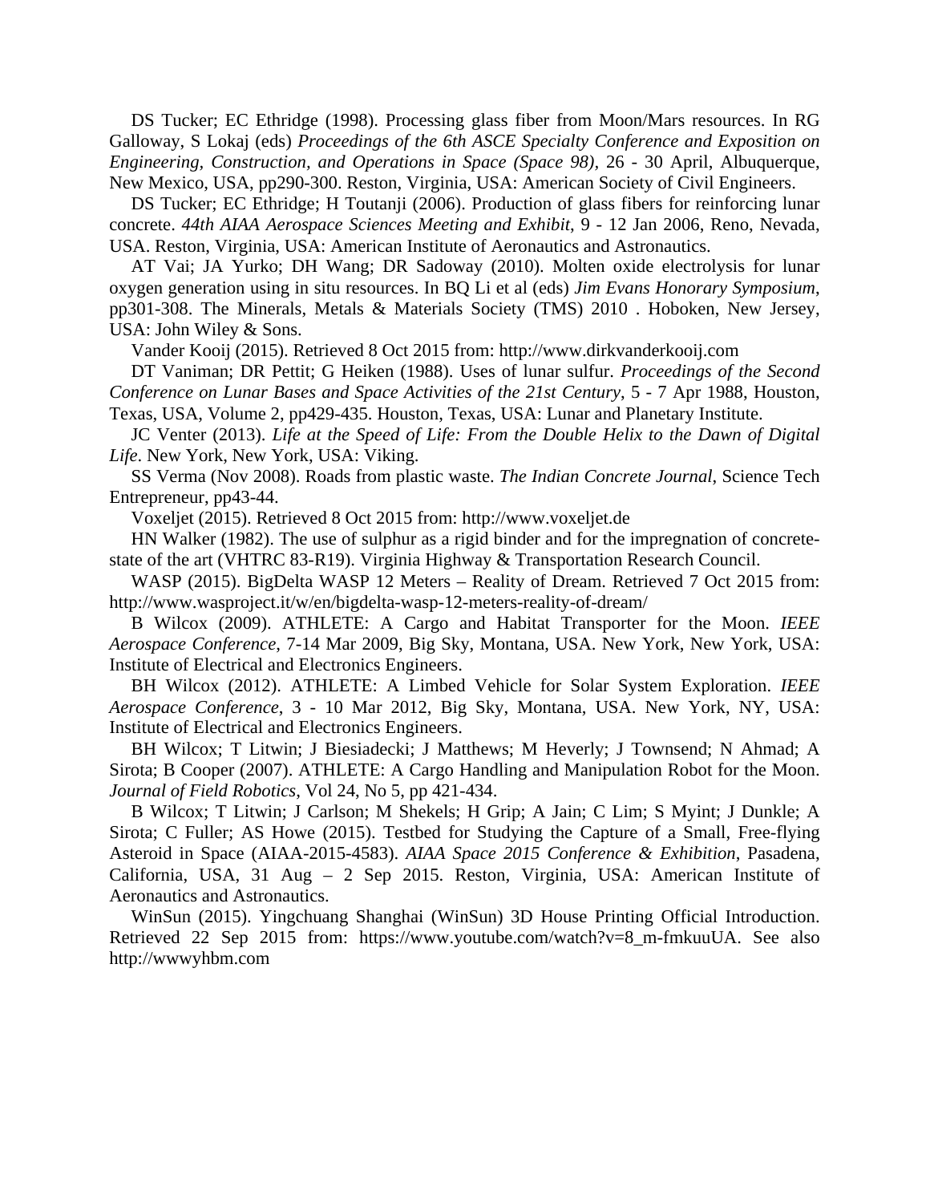DS Tucker; EC Ethridge (1998). Processing glass fiber from Moon/Mars resources. In RG Galloway, S Lokaj (eds) *Proceedings of the 6th ASCE Specialty Conference and Exposition on Engineering, Construction, and Operations in Space (Space 98)*, 26 - 30 April, Albuquerque, New Mexico, USA, pp290-300. Reston, Virginia, USA: American Society of Civil Engineers.

DS Tucker; EC Ethridge; H Toutanji (2006). Production of glass fibers for reinforcing lunar concrete. *44th AIAA Aerospace Sciences Meeting and Exhibit*, 9 - 12 Jan 2006, Reno, Nevada, USA. Reston, Virginia, USA: American Institute of Aeronautics and Astronautics.

AT Vai; JA Yurko; DH Wang; DR Sadoway (2010). Molten oxide electrolysis for lunar oxygen generation using in situ resources. In BQ Li et al (eds) *Jim Evans Honorary Symposium*, pp301-308. The Minerals, Metals & Materials Society (TMS) 2010 . Hoboken, New Jersey, USA: John Wiley & Sons.

Vander Kooij (2015). Retrieved 8 Oct 2015 from: http://www.dirkvanderkooij.com

DT Vaniman; DR Pettit; G Heiken (1988). Uses of lunar sulfur. *Proceedings of the Second Conference on Lunar Bases and Space Activities of the 21st Century*, 5 - 7 Apr 1988, Houston, Texas, USA, Volume 2, pp429-435. Houston, Texas, USA: Lunar and Planetary Institute.

JC Venter (2013). *Life at the Speed of Life: From the Double Helix to the Dawn of Digital Life*. New York, New York, USA: Viking.

SS Verma (Nov 2008). Roads from plastic waste. *The Indian Concrete Journal*, Science Tech Entrepreneur, pp43-44.

Voxeljet (2015). Retrieved 8 Oct 2015 from: http://www.voxeljet.de

HN Walker (1982). The use of sulphur as a rigid binder and for the impregnation of concrete-state of the art (VHTRC 83-R19). Virginia Highway & Transportation Research Council.

WASP (2015). BigDelta WASP 12 Meters – Reality of Dream. Retrieved 7 Oct 2015 from: http://www.wasproject.it/w/en/bigdelta-wasp-12-meters-reality-of-dream/

B Wilcox (2009). ATHLETE: A Cargo and Habitat Transporter for the Moon. *IEEE Aerospace Conference*, 7-14 Mar 2009, Big Sky, Montana, USA. New York, New York, USA: Institute of Electrical and Electronics Engineers.

BH Wilcox (2012). ATHLETE: A Limbed Vehicle for Solar System Exploration. *IEEE Aerospace Conference*, 3 - 10 Mar 2012, Big Sky, Montana, USA. New York, NY, USA: Institute of Electrical and Electronics Engineers.

BH Wilcox; T Litwin; J Biesiadecki; J Matthews; M Heverly; J Townsend; N Ahmad; A Sirota; B Cooper (2007). ATHLETE: A Cargo Handling and Manipulation Robot for the Moon. *Journal of Field Robotics*, Vol 24, No 5, pp 421-434.

B Wilcox; T Litwin; J Carlson; M Shekels; H Grip; A Jain; C Lim; S Myint; J Dunkle; A Sirota; C Fuller; AS Howe (2015). Testbed for Studying the Capture of a Small, Free-flying Asteroid in Space (AIAA-2015-4583). *AIAA Space 2015 Conference & Exhibition*, Pasadena, California, USA, 31 Aug – 2 Sep 2015. Reston, Virginia, USA: American Institute of Aeronautics and Astronautics.

WinSun (2015). Yingchuang Shanghai (WinSun) 3D House Printing Official Introduction. Retrieved 22 Sep 2015 from: https://www.youtube.com/watch?v=8_m-fmkuuUA. See also http://wwwyhbm.com